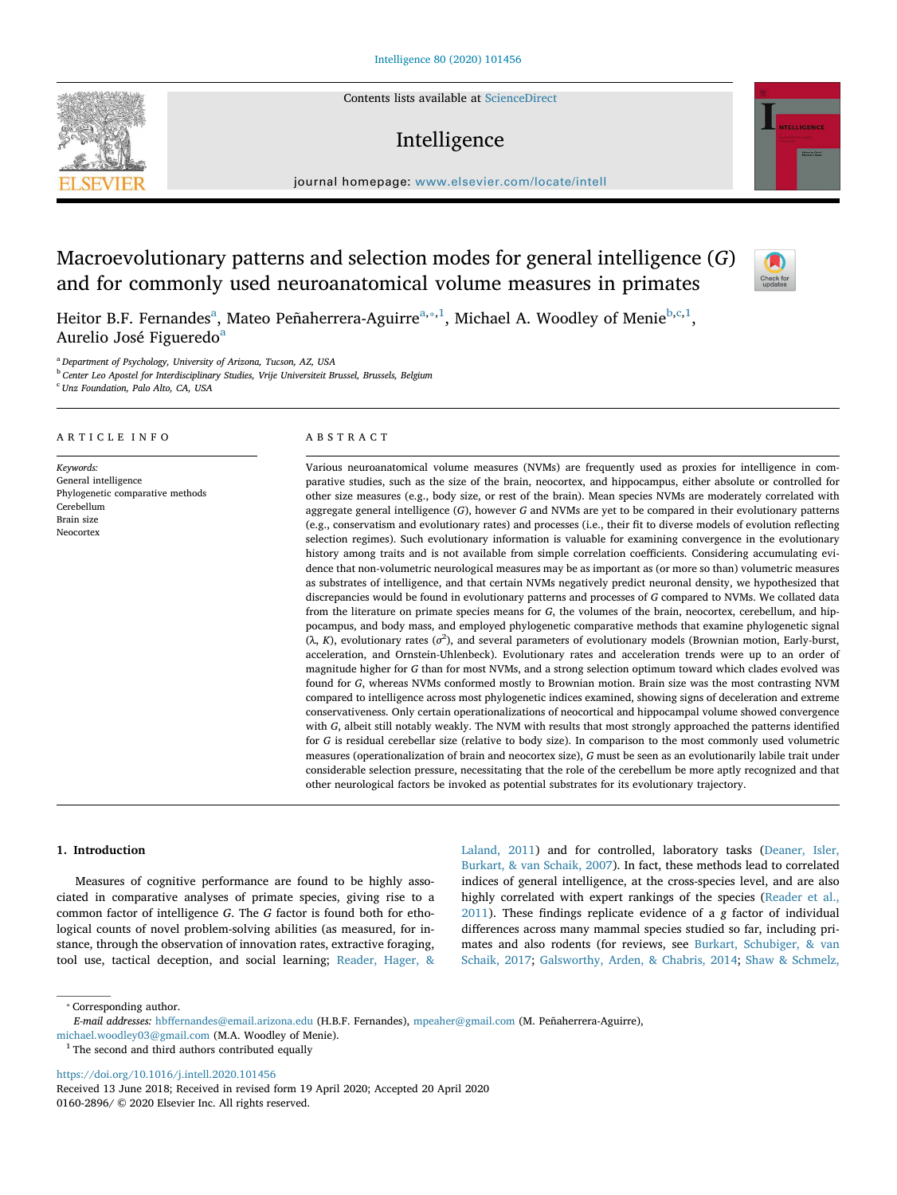# Macroevolutionary patterns and selection modes for general intelligence (*G*) and for commonly used neuroanatomical volume measures in primates

Heitor B.F. Fernandes[a], Mateo Peñaherrera-Aguirre[a,*,1], Michael A. Woodley of Menie[b,c,1], Aurelio José Figueredo[a]

[a] Department of Psychology, University of Arizona, Tucson, AZ, USA

[b] Center Leo Apostel for Interdisciplinary Studies, Vrije Universiteit Brussel, Brussels, Belgium

[c] Unz Foundation, Palo Alto, CA, USA

## ARTICLE INFO

*Keywords:*
General intelligence
Phylogenetic comparative methods
Cerebellum
Brain size
Neocortex

## ABSTRACT

Various neuroanatomical volume measures (NVMs) are frequently used as proxies for intelligence in comparative studies, such as the size of the brain, neocortex, and hippocampus, either absolute or controlled for other size measures (e.g., body size, or rest of the brain). Mean species NVMs are moderately correlated with aggregate general intelligence (*G*), however *G* and NVMs are yet to be compared in their evolutionary patterns (e.g., conservatism and evolutionary rates) and processes (i.e., their fit to diverse models of evolution reflecting selection regimes). Such evolutionary information is valuable for examining convergence in the evolutionary history among traits and is not available from simple correlation coefficients. Considering accumulating evidence that non-volumetric neurological measures may be as important as (or more so than) volumetric measures as substrates of intelligence, and that certain NVMs negatively predict neuronal density, we hypothesized that discrepancies would be found in evolutionary patterns and processes of *G* compared to NVMs. We collated data from the literature on primate species means for *G*, the volumes of the brain, neocortex, cerebellum, and hippocampus, and body mass, and employed phylogenetic comparative methods that examine phylogenetic signal ($\lambda$, $K$), evolutionary rates ($\sigma^2$), and several parameters of evolutionary models (Brownian motion, Early-burst, acceleration, and Ornstein-Uhlenbeck). Evolutionary rates and acceleration trends were up to an order of magnitude higher for *G* than for most NVMs, and a strong selection optimum toward which clades evolved was found for *G*, whereas NVMs conformed mostly to Brownian motion. Brain size was the most contrasting NVM compared to intelligence across most phylogenetic indices examined, showing signs of deceleration and extreme conservativeness. Only certain operationalizations of neocortical and hippocampal volume showed convergence with *G*, albeit still notably weakly. The NVM with results that most strongly approached the patterns identified for *G* is residual cerebellar size (relative to body size). In comparison to the most commonly used volumetric measures (operationalization of brain and neocortex size), *G* must be seen as an evolutionarily labile trait under considerable selection pressure, necessitating that the role of the cerebellum be more aptly recognized and that other neurological factors be invoked as potential substrates for its evolutionary trajectory.

## 1. Introduction

Measures of cognitive performance are found to be highly associated in comparative analyses of primate species, giving rise to a common factor of intelligence *G*. The *G* factor is found both for ethological counts of novel problem-solving abilities (as measured, for instance, through the observation of innovation rates, extractive foraging, tool use, tactical deception, and social learning; Reader, Hager, & Laland, 2011) and for controlled, laboratory tasks (Deaner, Isler, Burkart, & van Schaik, 2007). In fact, these methods lead to correlated indices of general intelligence, at the cross-species level, and are also highly correlated with expert rankings of the species (Reader et al., 2011). These findings replicate evidence of a *g* factor of individual differences across many mammal species studied so far, including primates and also rodents (for reviews, see Burkart, Schubiger, & van Schaik, 2017; Galsworthy, Arden, & Chabris, 2014; Shaw & Schmelz,

* Corresponding author.
*E-mail addresses:* hbffernandes@email.arizona.edu (H.B.F. Fernandes), mpeaher@gmail.com (M. Peñaherrera-Aguirre), michael.woodley03@gmail.com (M.A. Woodley of Menie).
[1] The second and third authors contributed equally

https://doi.org/10.1016/j.intell.2020.101456
Received 13 June 2018; Received in revised form 19 April 2020; Accepted 20 April 2020
0160-2896/ © 2020 Elsevier Inc. All rights reserved.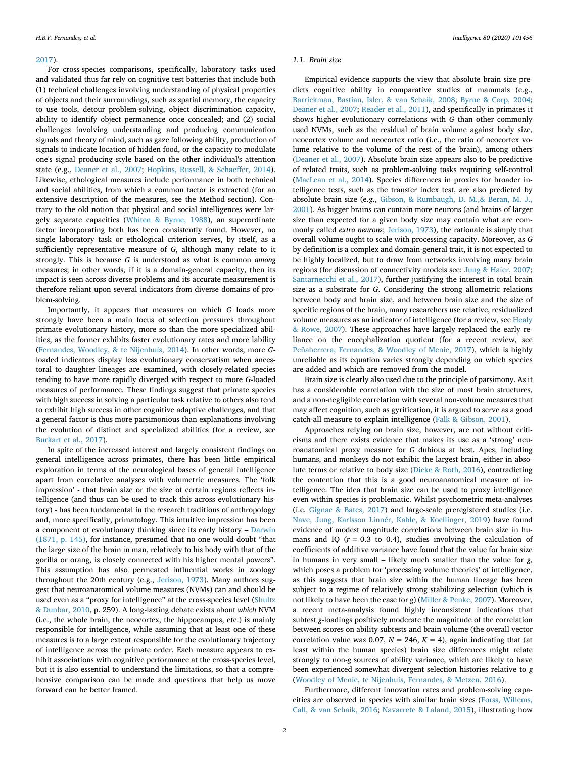2017).

For cross-species comparisons, specifically, laboratory tasks used and validated thus far rely on cognitive test batteries that include both (1) technical challenges involving understanding of physical properties of objects and their surroundings, such as spatial memory, the capacity to use tools, detour problem-solving, object discrimination capacity, ability to identify object permanence once concealed; and (2) social challenges involving understanding and producing communication signals and theory of mind, such as gaze following ability, production of signals to indicate location of hidden food, or the capacity to modulate one's signal producing style based on the other individual's attention state (e.g., Deaner et al., 2007; Hopkins, Russell, & Schaeffer, 2014). Likewise, ethological measures include performance in both technical and social abilities, from which a common factor is extracted (for an extensive description of the measures, see the Method section). Contrary to the old notion that physical and social intelligences were largely separate capacities (Whiten & Byrne, 1988), an superordinate factor incorporating both has been consistently found. However, no single laboratory task or ethological criterion serves, by itself, as a sufficiently representative measure of *G*, although many relate to it strongly. This is because *G* is understood as what is common *among* measures; in other words, if it is a domain-general capacity, then its impact is seen across diverse problems and its accurate measurement is therefore reliant upon several indicators from diverse domains of problem-solving.

Importantly, it appears that measures on which *G* loads more strongly have been a main focus of selection pressures throughout primate evolutionary history, more so than the more specialized abilities, as the former exhibits faster evolutionary rates and more lability (Fernandes, Woodley, & te Nijenhuis, 2014). In other words, more *G*-loaded indicators display less evolutionary conservatism when ancestral to daughter lineages are examined, with closely-related species tending to have more rapidly diverged with respect to more *G*-loaded measures of performance. These findings suggest that primate species with high success in solving a particular task relative to others also tend to exhibit high success in other cognitive adaptive challenges, and that a general factor is thus more parsimonious than explanations involving the evolution of distinct and specialized abilities (for a review, see Burkart et al., 2017).

In spite of the increased interest and largely consistent findings on general intelligence across primates, there has been little empirical exploration in terms of the neurological bases of general intelligence apart from correlative analyses with volumetric measures. The 'folk impression' - that brain size or the size of certain regions reflects intelligence (and thus can be used to track this across evolutionary history) - has been fundamental in the research traditions of anthropology and, more specifically, primatology. This intuitive impression has been a component of evolutionary thinking since its early history – Darwin (1871, p. 145), for instance, presumed that no one would doubt "that the large size of the brain in man, relatively to his body with that of the gorilla or orang, is closely connected with his higher mental powers". This assumption has also permeated influential works in zoology throughout the 20th century (e.g., Jerison, 1973). Many authors suggest that neuroanatomical volume measures (NVMs) can and should be used even as a "proxy for intelligence" at the cross-species level (Shultz & Dunbar, 2010, p. 259). A long-lasting debate exists about *which* NVM (i.e., the whole brain, the neocortex, the hippocampus, etc.) is mainly responsible for intelligence, while assuming that at least one of these measures is to a large extent responsible for the evolutionary trajectory of intelligence across the primate order. Each measure appears to exhibit associations with cognitive performance at the cross-species level, but it is also essential to understand the limitations, so that a comprehensive comparison can be made and questions that help us move forward can be better framed.

### 1.1. Brain size

Empirical evidence supports the view that absolute brain size predicts cognitive ability in comparative studies of mammals (e.g., Barrickman, Bastian, Isler, & van Schaik, 2008; Byrne & Corp, 2004; Deaner et al., 2007; Reader et al., 2011), and specifically in primates it shows higher evolutionary correlations with *G* than other commonly used NVMs, such as the residual of brain volume against body size, neocortex volume and neocortex ratio (i.e., the ratio of neocortex volume relative to the volume of the rest of the brain), among others (Deaner et al., 2007). Absolute brain size appears also to be predictive of related traits, such as problem-solving tasks requiring self-control (MacLean et al., 2014). Species differences in proxies for broader intelligence tests, such as the transfer index test, are also predicted by absolute brain size (e.g., Gibson, & Rumbaugh, D. M.,& Beran, M. J., 2001). As bigger brains can contain more neurons (and brains of larger size than expected for a given body size may contain what are commonly called *extra neurons*; Jerison, 1973), the rationale is simply that overall volume ought to scale with processing capacity. Moreover, as *G* by definition is a complex and domain-general trait, it is not expected to be highly localized, but to draw from networks involving many brain regions (for discussion of connectivity models see: Jung & Haier, 2007; Santarnecchi et al., 2017), further justifying the interest in total brain size as a substrate for *G*. Considering the strong allometric relations between body and brain size, and between brain size and the size of specific regions of the brain, many researchers use relative, residualized volume measures as an indicator of intelligence (for a review, see Healy & Rowe, 2007). These approaches have largely replaced the early reliance on the encephalization quotient (for a recent review, see Peñaherrera, Fernandes, & Woodley of Menie, 2017), which is highly unreliable as its equation varies strongly depending on which species are added and which are removed from the model.

Brain size is clearly also used due to the principle of parsimony. As it has a considerable correlation with the size of most brain structures, and a non-negligible correlation with several non-volume measures that may affect cognition, such as gyrification, it is argued to serve as a good catch-all measure to explain intelligence (Falk & Gibson, 2001).

Approaches relying on brain size, however, are not without criticisms and there exists evidence that makes its use as a 'strong' neuroanatomical proxy measure for *G* dubious at best. Apes, including humans, and monkeys do not exhibit the largest brain, either in absolute terms or relative to body size (Dicke & Roth, 2016), contradicting the contention that this is a good neuroanatomical measure of intelligence. The idea that brain size can be used to proxy intelligence even within species is problematic. Whilst psychometric meta-analyses (i.e. Gignac & Bates, 2017) and large-scale preregistered studies (i.e. Nave, Jung, Karlsson Linnér, Kable, & Koellinger, 2019) have found evidence of modest magnitude correlations between brain size in humans and IQ ($r$ = 0.3 to 0.4), studies involving the calculation of coefficients of additive variance have found that the value for brain size in humans in very small – likely much smaller than the value for *g*, which poses a problem for 'processing volume theories' of intelligence, as this suggests that brain size within the human lineage has been subject to a regime of relatively strong stabilizing selection (which is not likely to have been the case for *g*) (Miller & Penke, 2007). Moreover, a recent meta-analysis found highly inconsistent indications that subtest *g*-loadings positively moderate the magnitude of the correlation between scores on ability subtests and brain volume (the overall vector correlation value was 0.07, $N$ = 246, $K$ = 4), again indicating that (at least within the human species) brain size differences might relate strongly to non-*g* sources of ability variance, which are likely to have been experienced somewhat divergent selection histories relative to *g* (Woodley of Menie, te Nijenhuis, Fernandes, & Metzen, 2016).

Furthermore, different innovation rates and problem-solving capacities are observed in species with similar brain sizes (Forss, Willems, Call, & van Schaik, 2016; Navarrete & Laland, 2015), illustrating how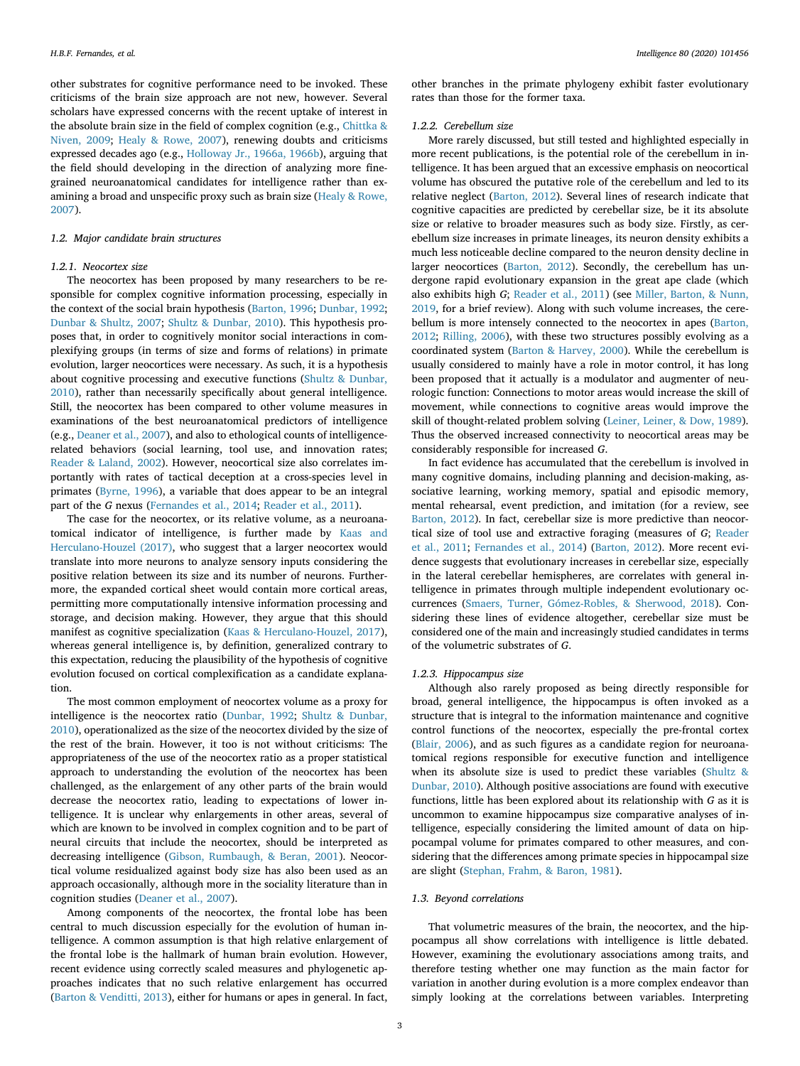other substrates for cognitive performance need to be invoked. These criticisms of the brain size approach are not new, however. Several scholars have expressed concerns with the recent uptake of interest in the absolute brain size in the field of complex cognition (e.g., Chittka & Niven, 2009; Healy & Rowe, 2007), renewing doubts and criticisms expressed decades ago (e.g., Holloway Jr., 1966a, 1966b), arguing that the field should developing in the direction of analyzing more fine-grained neuroanatomical candidates for intelligence rather than examining a broad and unspecific proxy such as brain size (Healy & Rowe, 2007).

### 1.2. Major candidate brain structures

#### 1.2.1. Neocortex size

The neocortex has been proposed by many researchers to be responsible for complex cognitive information processing, especially in the context of the social brain hypothesis (Barton, 1996; Dunbar, 1992; Dunbar & Shultz, 2007; Shultz & Dunbar, 2010). This hypothesis proposes that, in order to cognitively monitor social interactions in complexifying groups (in terms of size and forms of relations) in primate evolution, larger neocortices were necessary. As such, it is a hypothesis about cognitive processing and executive functions (Shultz & Dunbar, 2010), rather than necessarily specifically about general intelligence. Still, the neocortex has been compared to other volume measures in examinations of the best neuroanatomical predictors of intelligence (e.g., Deaner et al., 2007), and also to ethological counts of intelligence-related behaviors (social learning, tool use, and innovation rates; Reader & Laland, 2002). However, neocortical size also correlates importantly with rates of tactical deception at a cross-species level in primates (Byrne, 1996), a variable that does appear to be an integral part of the *G* nexus (Fernandes et al., 2014; Reader et al., 2011).

The case for the neocortex, or its relative volume, as a neuroanatomical indicator of intelligence, is further made by Kaas and Herculano-Houzel (2017), who suggest that a larger neocortex would translate into more neurons to analyze sensory inputs considering the positive relation between its size and its number of neurons. Furthermore, the expanded cortical sheet would contain more cortical areas, permitting more computationally intensive information processing and storage, and decision making. However, they argue that this should manifest as cognitive specialization (Kaas & Herculano-Houzel, 2017), whereas general intelligence is, by definition, generalized contrary to this expectation, reducing the plausibility of the hypothesis of cognitive evolution focused on cortical complexification as a candidate explanation.

The most common employment of neocortex volume as a proxy for intelligence is the neocortex ratio (Dunbar, 1992; Shultz & Dunbar, 2010), operationalized as the size of the neocortex divided by the size of the rest of the brain. However, it too is not without criticisms: The appropriateness of the use of the neocortex ratio as a proper statistical approach to understanding the evolution of the neocortex has been challenged, as the enlargement of any other parts of the brain would decrease the neocortex ratio, leading to expectations of lower intelligence. It is unclear why enlargements in other areas, several of which are known to be involved in complex cognition and to be part of neural circuits that include the neocortex, should be interpreted as decreasing intelligence (Gibson, Rumbaugh, & Beran, 2001). Neocortical volume residualized against body size has also been used as an approach occasionally, although more in the sociality literature than in cognition studies (Deaner et al., 2007).

Among components of the neocortex, the frontal lobe has been central to much discussion especially for the evolution of human intelligence. A common assumption is that high relative enlargement of the frontal lobe is the hallmark of human brain evolution. However, recent evidence using correctly scaled measures and phylogenetic approaches indicates that no such relative enlargement has occurred (Barton & Venditti, 2013), either for humans or apes in general. In fact, other branches in the primate phylogeny exhibit faster evolutionary rates than those for the former taxa.

#### 1.2.2. Cerebellum size

More rarely discussed, but still tested and highlighted especially in more recent publications, is the potential role of the cerebellum in intelligence. It has been argued that an excessive emphasis on neocortical volume has obscured the putative role of the cerebellum and led to its relative neglect (Barton, 2012). Several lines of research indicate that cognitive capacities are predicted by cerebellar size, be it its absolute size or relative to broader measures such as body size. Firstly, as cerebellum size increases in primate lineages, its neuron density exhibits a much less noticeable decline compared to the neuron density decline in larger neocortices (Barton, 2012). Secondly, the cerebellum has undergone rapid evolutionary expansion in the great ape clade (which also exhibits high *G*; Reader et al., 2011) (see Miller, Barton, & Nunn, 2019, for a brief review). Along with such volume increases, the cerebellum is more intensely connected to the neocortex in apes (Barton, 2012; Rilling, 2006), with these two structures possibly evolving as a coordinated system (Barton & Harvey, 2000). While the cerebellum is usually considered to mainly have a role in motor control, it has long been proposed that it actually is a modulator and augmenter of neurologic function: Connections to motor areas would increase the skill of movement, while connections to cognitive areas would improve the skill of thought-related problem solving (Leiner, Leiner, & Dow, 1989). Thus the observed increased connectivity to neocortical areas may be considerably responsible for increased *G*.

In fact evidence has accumulated that the cerebellum is involved in many cognitive domains, including planning and decision-making, associative learning, working memory, spatial and episodic memory, mental rehearsal, event prediction, and imitation (for a review, see Barton, 2012). In fact, cerebellar size is more predictive than neocortical size of tool use and extractive foraging (measures of *G*; Reader et al., 2011; Fernandes et al., 2014) (Barton, 2012). More recent evidence suggests that evolutionary increases in cerebellar size, especially in the lateral cerebellar hemispheres, are correlates with general intelligence in primates through multiple independent evolutionary occurrences (Smaers, Turner, Gómez-Robles, & Sherwood, 2018). Considering these lines of evidence altogether, cerebellar size must be considered one of the main and increasingly studied candidates in terms of the volumetric substrates of *G*.

#### 1.2.3. Hippocampus size

Although also rarely proposed as being directly responsible for broad, general intelligence, the hippocampus is often invoked as a structure that is integral to the information maintenance and cognitive control functions of the neocortex, especially the pre-frontal cortex (Blair, 2006), and as such figures as a candidate region for neuroanatomical regions responsible for executive function and intelligence when its absolute size is used to predict these variables (Shultz & Dunbar, 2010). Although positive associations are found with executive functions, little has been explored about its relationship with *G* as it is uncommon to examine hippocampus size comparative analyses of intelligence, especially considering the limited amount of data on hippocampal volume for primates compared to other measures, and considering that the differences among primate species in hippocampal size are slight (Stephan, Frahm, & Baron, 1981).

### 1.3. Beyond correlations

That volumetric measures of the brain, the neocortex, and the hippocampus all show correlations with intelligence is little debated. However, examining the evolutionary associations among traits, and therefore testing whether one may function as the main factor for variation in another during evolution is a more complex endeavor than simply looking at the correlations between variables. Interpreting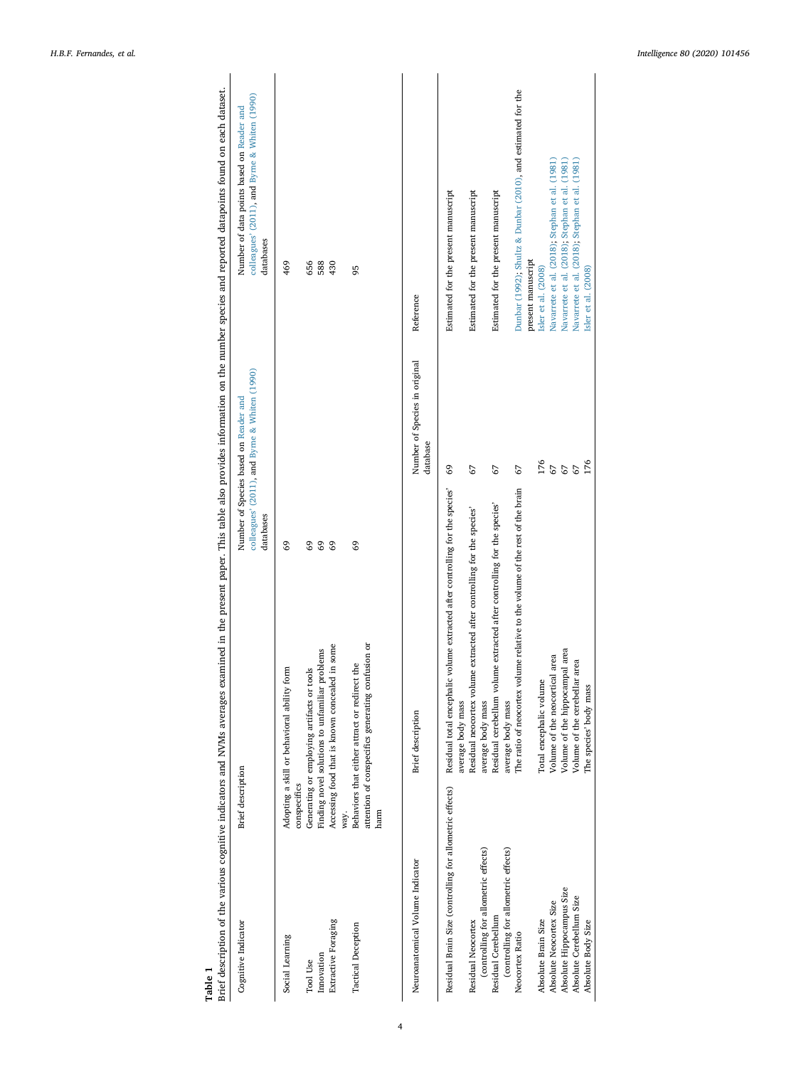**Table 1**

Brief description of the various cognitive indicators and NVMs averages examined in the present paper. This table also provides information on the number species and reported datapoints found on each dataset.

| Cognitive Indicator | Brief description | Number of Species based on Reader and colleagues' (2011), and Byrne & Whiten (1990) databases | Number of data points based on Reader and colleagues' (2011), and Byrne & Whiten (1990) databases |
|---|---|---|---|
| Social Learning | Adopting a skill or behavioral ability form conspecifics | 69 | 469 |
| Tool Use | Generating or employing artifacts or tools | 69 | 656 |
| Innovation | Finding novel solutions to unfamiliar problems | 69 | 588 |
| Extractive Foraging | Accessing food that is known concealed in some way. | 69 | 430 |
| Tactical Deception | Behaviors that either attract or redirect the attention of conspecifics generating confusion or harm | 69 | 95 |

| Neuroanatomical Volume Indicator | Brief description | Number of Species in original database | Reference |
|---|---|---|---|
| Residual Brain Size (controlling for allometric effects) | Residual total encephalic volume extracted after controlling for the species' average body mass | 69 | Estimated for the present manuscript |
| Residual Neocortex (controlling for allometric effects) | Residual neocortex volume extracted after controlling for the species' average body mass | 67 | Estimated for the present manuscript |
| Residual Cerebellum (controlling for allometric effects) | Residual cerebellum volume extracted after controlling for the species' average body mass | 67 | Estimated for the present manuscript |
| Neocortex Ratio | The ratio of neocortex volume relative to the volume of the rest of the brain | 67 | Dunbar (1992); Shultz & Dunbar (2010), and estimated for the present manuscript |
| Absolute Brain Size | Total encephalic volume | 176 | Isler et al. (2008) |
| Absolute Neocortex Size | Volume of the neocortical area | 67 | Navarrete et al. (2018); Stephan et al. (1981) |
| Absolute Hippocampus Size | Volume of the hippocampal area | 67 | Navarrete et al. (2018); Stephan et al. (1981) |
| Absolute Cerebellum Size | Volume of the cerebellar area | 67 | Navarrete et al. (2018); Stephan et al. (1981) |
| Absolute Body Size | The species' body mass | 176 | Isler et al. (2008) |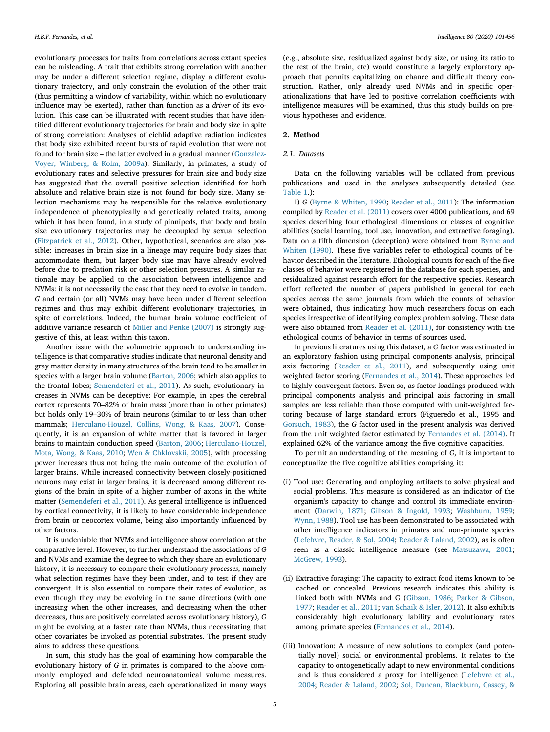evolutionary processes for traits from correlations across extant species can be misleading. A trait that exhibits strong correlation with another may be under a different selection regime, display a different evolutionary trajectory, and only constrain the evolution of the other trait (thus permitting a window of variability, within which no evolutionary influence may be exerted), rather than function as a *driver* of its evolution. This case can be illustrated with recent studies that have identified different evolutionary trajectories for brain and body size in spite of strong correlation: Analyses of cichlid adaptive radiation indicates that body size exhibited recent bursts of rapid evolution that were not found for brain size – the latter evolved in a gradual manner (Gonzalez-Voyer, Winberg, & Kolm, 2009a). Similarly, in primates, a study of evolutionary rates and selective pressures for brain size and body size has suggested that the overall positive selection identified for both absolute and relative brain size is not found for body size. Many selection mechanisms may be responsible for the relative evolutionary independence of phenotypically and genetically related traits, among which it has been found, in a study of pinnipeds, that body and brain size evolutionary trajectories may be decoupled by sexual selection (Fitzpatrick et al., 2012). Other, hypothetical, scenarios are also possible: increases in brain size in a lineage may require body sizes that accommodate them, but larger body size may have already evolved before due to predation risk or other selection pressures. A similar rationale may be applied to the association between intelligence and NVMs: it is not necessarily the case that they need to evolve in tandem. *G* and certain (or all) NVMs may have been under different selection regimes and thus may exhibit different evolutionary trajectories, in spite of correlations. Indeed, the human brain volume coefficient of additive variance research of Miller and Penke (2007) is strongly suggestive of this, at least within this taxon.

Another issue with the volumetric approach to understanding intelligence is that comparative studies indicate that neuronal density and gray matter density in many structures of the brain tend to be smaller in species with a larger brain volume (Barton, 2006; which also applies to the frontal lobes; Semendeferi et al., 2011). As such, evolutionary increases in NVMs can be deceptive: For example, in apes the cerebral cortex represents 70–82% of brain mass (more than in other primates) but holds only 19–30% of brain neurons (similar to or less than other mammals; Herculano-Houzel, Collins, Wong, & Kaas, 2007). Consequently, it is an expansion of white matter that is favored in larger brains to maintain conduction speed (Barton, 2006; Herculano-Houzel, Mota, Wong, & Kaas, 2010; Wen & Chklovskii, 2005), with processing power increases thus not being the main outcome of the evolution of larger brains. While increased connectivity between closely-positioned neurons may exist in larger brains, it is decreased among different regions of the brain in spite of a higher number of axons in the white matter (Semendeferi et al., 2011). As general intelligence is influenced by cortical connectivity, it is likely to have considerable independence from brain or neocortex volume, being also importantly influenced by other factors.

It is undeniable that NVMs and intelligence show correlation at the comparative level. However, to further understand the associations of *G* and NVMs and examine the degree to which they share an evolutionary history, it is necessary to compare their evolutionary *processes*, namely what selection regimes have they been under, and to test if they are convergent. It is also essential to compare their rates of evolution, as even though they may be evolving in the same directions (with one increasing when the other increases, and decreasing when the other decreases, thus are positively correlated across evolutionary history), *G* might be evolving at a faster rate than NVMs, thus necessitating that other covariates be invoked as potential substrates. The present study aims to address these questions.

In sum, this study has the goal of examining how comparable the evolutionary history of *G* in primates is compared to the above commonly employed and defended neuroanatomical volume measures. Exploring all possible brain areas, each operationalized in many ways (e.g., absolute size, residualized against body size, or using its ratio to the rest of the brain, etc) would constitute a largely exploratory approach that permits capitalizing on chance and difficult theory construction. Rather, only already used NVMs and in specific operationalizations that have led to positive correlation coefficients with intelligence measures will be examined, thus this study builds on previous hypotheses and evidence.

## 2. Method

### 2.1. Datasets

Data on the following variables will be collated from previous publications and used in the analyses subsequently detailed (see Table 1.):

I) *G* (Byrne & Whiten, 1990; Reader et al., 2011): The information compiled by Reader et al. (2011) covers over 4000 publications, and 69 species describing four ethological dimensions or classes of cognitive abilities (social learning, tool use, innovation, and extractive foraging). Data on a fifth dimension (deception) were obtained from Byrne and Whiten (1990). These five variables refer to ethological counts of behavior described in the literature. Ethological counts for each of the five classes of behavior were registered in the database for each species, and residualized against research effort for the respective species. Research effort reflected the number of papers published in general for each species across the same journals from which the counts of behavior were obtained, thus indicating how much researchers focus on each species irrespective of identifying complex problem solving. These data were also obtained from Reader et al. (2011), for consistency with the ethological counts of behavior in terms of sources used.

In previous literatures using this dataset, a *G* factor was estimated in an exploratory fashion using principal components analysis, principal axis factoring (Reader et al., 2011), and subsequently using unit weighted factor scoring (Fernandes et al., 2014). These approaches led to highly convergent factors. Even so, as factor loadings produced with principal components analysis and principal axis factoring in small samples are less reliable than those computed with unit-weighted factoring because of large standard errors (Figueredo et al., 1995 and Gorsuch, 1983), the *G* factor used in the present analysis was derived from the unit weighted factor estimated by Fernandes et al. (2014). It explained 62% of the variance among the five cognitive capacities.

To permit an understanding of the meaning of *G*, it is important to conceptualize the five cognitive abilities comprising it:

(i) Tool use: Generating and employing artifacts to solve physical and social problems. This measure is considered as an indicator of the organism's capacity to change and control its immediate environment (Darwin, 1871; Gibson & Ingold, 1993; Washburn, 1959; Wynn, 1988). Tool use has been demonstrated to be associated with other intelligence indicators in primates and non-primate species (Lefebvre, Reader, & Sol, 2004; Reader & Laland, 2002), as is often seen as a classic intelligence measure (see Matsuzawa, 2001; McGrew, 1993).

(ii) Extractive foraging: The capacity to extract food items known to be cached or concealed. Previous research indicates this ability is linked both with NVMs and G (Gibson, 1986; Parker & Gibson, 1977; Reader et al., 2011; van Schaik & Isler, 2012). It also exhibits considerably high evolutionary lability and evolutionary rates among primate species (Fernandes et al., 2014).

(iii) Innovation: A measure of new solutions to complex (and potentially novel) social or environmental problems. It relates to the capacity to ontogenetically adapt to new environmental conditions and is thus considered a proxy for intelligence (Lefebvre et al., 2004; Reader & Laland, 2002; Sol, Duncan, Blackburn, Cassey, &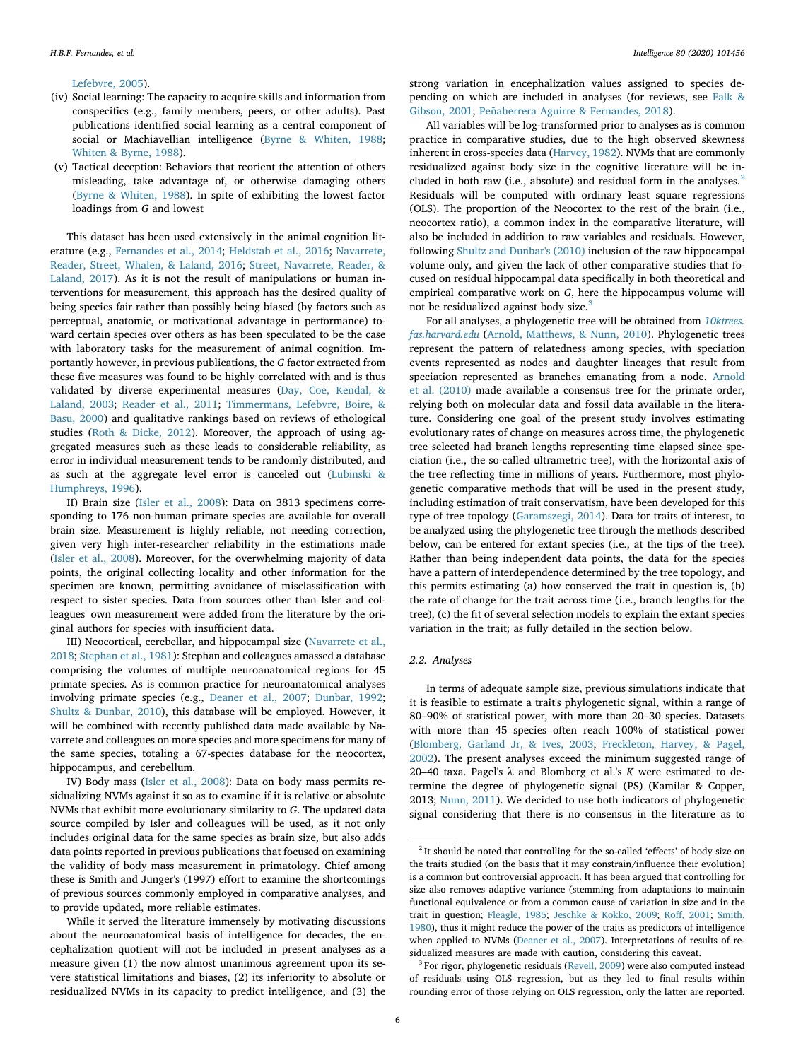Lefebvre, 2005).

(iv) Social learning: The capacity to acquire skills and information from conspecifics (e.g., family members, peers, or other adults). Past publications identified social learning as a central component of social or Machiavellian intelligence (Byrne & Whiten, 1988; Whiten & Byrne, 1988).

(v) Tactical deception: Behaviors that reorient the attention of others misleading, take advantage of, or otherwise damaging others (Byrne & Whiten, 1988). In spite of exhibiting the lowest factor loadings from *G* and lowest

This dataset has been used extensively in the animal cognition literature (e.g., Fernandes et al., 2014; Heldstab et al., 2016; Navarrete, Reader, Street, Whalen, & Laland, 2016; Street, Navarrete, Reader, & Laland, 2017). As it is not the result of manipulations or human interventions for measurement, this approach has the desired quality of being species fair rather than possibly being biased (by factors such as perceptual, anatomic, or motivational advantage in performance) toward certain species over others as has been speculated to be the case with laboratory tasks for the measurement of animal cognition. Importantly however, in previous publications, the *G* factor extracted from these five measures was found to be highly correlated with and is thus validated by diverse experimental measures (Day, Coe, Kendal, & Laland, 2003; Reader et al., 2011; Timmermans, Lefebvre, Boire, & Basu, 2000) and qualitative rankings based on reviews of ethological studies (Roth & Dicke, 2012). Moreover, the approach of using aggregated measures such as these leads to considerable reliability, as error in individual measurement tends to be randomly distributed, and as such at the aggregate level error is canceled out (Lubinski & Humphreys, 1996).

II) Brain size (Isler et al., 2008): Data on 3813 specimens corresponding to 176 non-human primate species are available for overall brain size. Measurement is highly reliable, not needing correction, given very high inter-researcher reliability in the estimations made (Isler et al., 2008). Moreover, for the overwhelming majority of data points, the original collecting locality and other information for the specimen are known, permitting avoidance of misclassification with respect to sister species. Data from sources other than Isler and colleagues' own measurement were added from the literature by the original authors for species with insufficient data.

III) Neocortical, cerebellar, and hippocampal size (Navarrete et al., 2018; Stephan et al., 1981): Stephan and colleagues amassed a database comprising the volumes of multiple neuroanatomical regions for 45 primate species. As is common practice for neuroanatomical analyses involving primate species (e.g., Deaner et al., 2007; Dunbar, 1992; Shultz & Dunbar, 2010), this database will be employed. However, it will be combined with recently published data made available by Navarrete and colleagues on more species and more specimens for many of the same species, totaling a 67-species database for the neocortex, hippocampus, and cerebellum.

IV) Body mass (Isler et al., 2008): Data on body mass permits residualizing NVMs against it so as to examine if it is relative or absolute NVMs that exhibit more evolutionary similarity to *G*. The updated data source compiled by Isler and colleagues will be used, as it not only includes original data for the same species as brain size, but also adds data points reported in previous publications that focused on examining the validity of body mass measurement in primatology. Chief among these is Smith and Junger's (1997) effort to examine the shortcomings of previous sources commonly employed in comparative analyses, and to provide updated, more reliable estimates.

While it served the literature immensely by motivating discussions about the neuroanatomical basis of intelligence for decades, the encephalization quotient will not be included in present analyses as a measure given (1) the now almost unanimous agreement upon its severe statistical limitations and biases, (2) its inferiority to absolute or residualized NVMs in its capacity to predict intelligence, and (3) the strong variation in encephalization values assigned to species depending on which are included in analyses (for reviews, see Falk & Gibson, 2001; Peñaherrera Aguirre & Fernandes, 2018).

All variables will be log-transformed prior to analyses as is common practice in comparative studies, due to the high observed skewness inherent in cross-species data (Harvey, 1982). NVMs that are commonly residualized against body size in the cognitive literature will be included in both raw (i.e., absolute) and residual form in the analyses.[2] Residuals will be computed with ordinary least square regressions (OLS). The proportion of the Neocortex to the rest of the brain (i.e., neocortex ratio), a common index in the comparative literature, will also be included in addition to raw variables and residuals. However, following Shultz and Dunbar's (2010) inclusion of the raw hippocampal volume only, and given the lack of other comparative studies that focused on residual hippocampal data specifically in both theoretical and empirical comparative work on *G*, here the hippocampus volume will not be residualized against body size.[3]

For all analyses, a phylogenetic tree will be obtained from *10ktrees.fas.harvard.edu* (Arnold, Matthews, & Nunn, 2010). Phylogenetic trees represent the pattern of relatedness among species, with speciation events represented as nodes and daughter lineages that result from speciation represented as branches emanating from a node. Arnold et al. (2010) made available a consensus tree for the primate order, relying both on molecular data and fossil data available in the literature. Considering one goal of the present study involves estimating evolutionary rates of change on measures across time, the phylogenetic tree selected had branch lengths representing time elapsed since speciation (i.e., the so-called ultrametric tree), with the horizontal axis of the tree reflecting time in millions of years. Furthermore, most phylogenetic comparative methods that will be used in the present study, including estimation of trait conservatism, have been developed for this type of tree topology (Garamszegi, 2014). Data for traits of interest, to be analyzed using the phylogenetic tree through the methods described below, can be entered for extant species (i.e., at the tips of the tree). Rather than being independent data points, the data for the species have a pattern of interdependence determined by the tree topology, and this permits estimating (a) how conserved the trait in question is, (b) the rate of change for the trait across time (i.e., branch lengths for the tree), (c) the fit of several selection models to explain the extant species variation in the trait; as fully detailed in the section below.

### 2.2. Analyses

In terms of adequate sample size, previous simulations indicate that it is feasible to estimate a trait's phylogenetic signal, within a range of 80–90% of statistical power, with more than 20–30 species. Datasets with more than 45 species often reach 100% of statistical power (Blomberg, Garland Jr, & Ives, 2003; Freckleton, Harvey, & Pagel, 2002). The present analyses exceed the minimum suggested range of 20–40 taxa. Pagel's λ and Blomberg et al.'s *K* were estimated to determine the degree of phylogenetic signal (PS) (Kamilar & Copper, 2013; Nunn, 2011). We decided to use both indicators of phylogenetic signal considering that there is no consensus in the literature as to

---

[2] It should be noted that controlling for the so-called 'effects' of body size on the traits studied (on the basis that it may constrain/influence their evolution) is a common but controversial approach. It has been argued that controlling for size also removes adaptive variance (stemming from adaptations to maintain functional equivalence or from a common cause of variation in size and in the trait in question; Fleagle, 1985; Jeschke & Kokko, 2009; Roff, 2001; Smith, 1980), thus it might reduce the power of the traits as predictors of intelligence when applied to NVMs (Deaner et al., 2007). Interpretations of results of residualized measures are made with caution, considering this caveat.

[3] For rigor, phylogenetic residuals (Revell, 2009) were also computed instead of residuals using OLS regression, but as they led to final results within rounding error of those relying on OLS regression, only the latter are reported.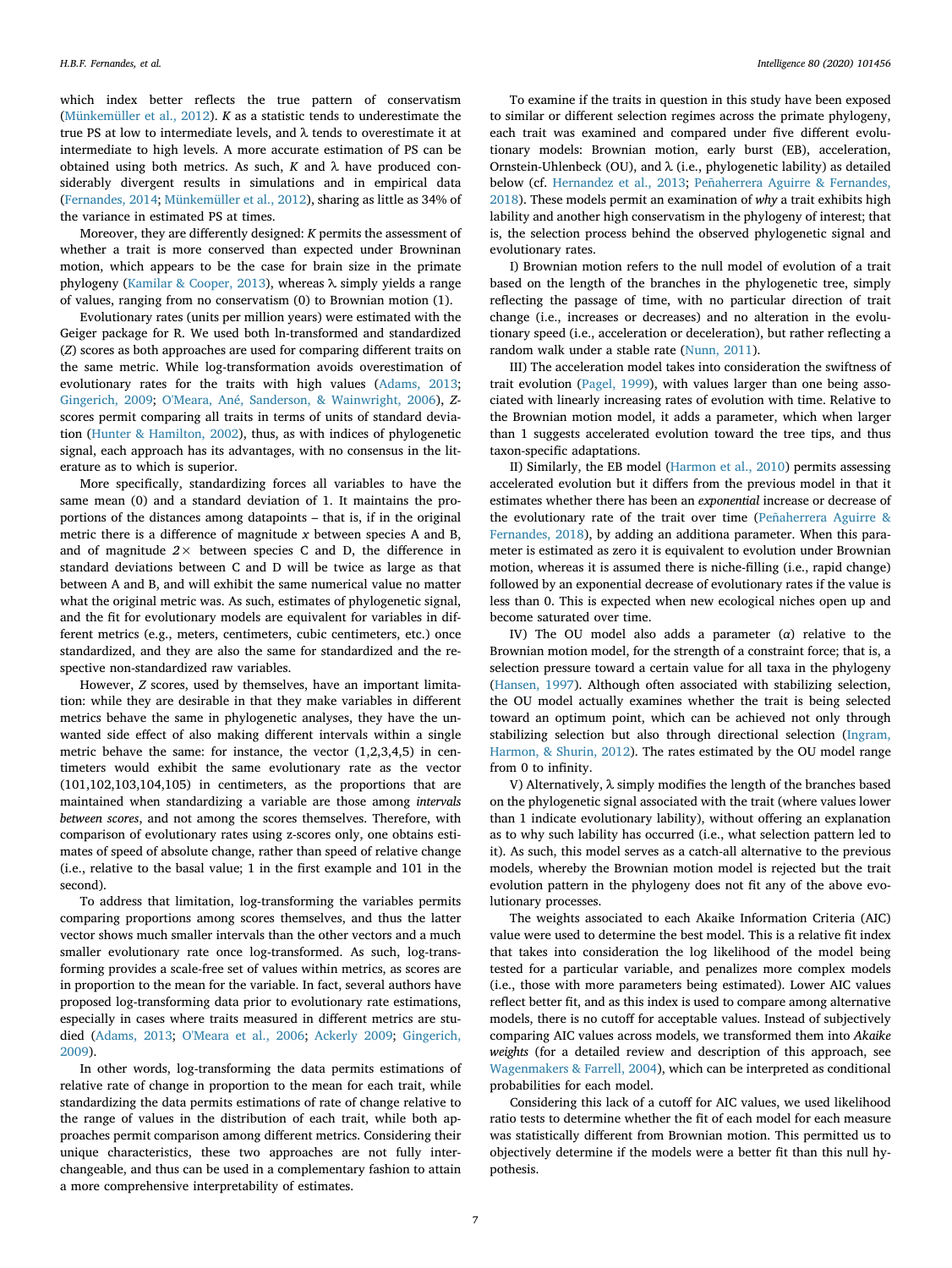which index better reflects the true pattern of conservatism (Münkemüller et al., 2012). *K* as a statistic tends to underestimate the true PS at low to intermediate levels, and λ tends to overestimate it at intermediate to high levels. A more accurate estimation of PS can be obtained using both metrics. As such, *K* and λ have produced considerably divergent results in simulations and in empirical data (Fernandes, 2014; Münkemüller et al., 2012), sharing as little as 34% of the variance in estimated PS at times.

Moreover, they are differently designed: *K* permits the assessment of whether a trait is more conserved than expected under Browninan motion, which appears to be the case for brain size in the primate phylogeny (Kamilar & Cooper, 2013), whereas λ simply yields a range of values, ranging from no conservatism (0) to Brownian motion (1).

Evolutionary rates (units per million years) were estimated with the Geiger package for R. We used both ln-transformed and standardized (*Z*) scores as both approaches are used for comparing different traits on the same metric. While log-transformation avoids overestimation of evolutionary rates for the traits with high values (Adams, 2013; Gingerich, 2009; O'Meara, Ané, Sanderson, & Wainwright, 2006), *Z*-scores permit comparing all traits in terms of units of standard deviation (Hunter & Hamilton, 2002), thus, as with indices of phylogenetic signal, each approach has its advantages, with no consensus in the literature as to which is superior.

More specifically, standardizing forces all variables to have the same mean (0) and a standard deviation of 1. It maintains the proportions of the distances among datapoints – that is, if in the original metric there is a difference of magnitude *x* between species A and B, and of magnitude *2×* between species C and D, the difference in standard deviations between C and D will be twice as large as that between A and B, and will exhibit the same numerical value no matter what the original metric was. As such, estimates of phylogenetic signal, and the fit for evolutionary models are equivalent for variables in different metrics (e.g., meters, centimeters, cubic centimeters, etc.) once standardized, and they are also the same for standardized and the respective non-standardized raw variables.

However, *Z* scores, used by themselves, have an important limitation: while they are desirable in that they make variables in different metrics behave the same in phylogenetic analyses, they have the unwanted side effect of also making different intervals within a single metric behave the same: for instance, the vector (1,2,3,4,5) in centimeters would exhibit the same evolutionary rate as the vector (101,102,103,104,105) in centimeters, as the proportions that are maintained when standardizing a variable are those among *intervals between scores*, and not among the scores themselves. Therefore, with comparison of evolutionary rates using z-scores only, one obtains estimates of speed of absolute change, rather than speed of relative change (i.e., relative to the basal value; 1 in the first example and 101 in the second).

To address that limitation, log-transforming the variables permits comparing proportions among scores themselves, and thus the latter vector shows much smaller intervals than the other vectors and a much smaller evolutionary rate once log-transformed. As such, log-transforming provides a scale-free set of values within metrics, as scores are in proportion to the mean for the variable. In fact, several authors have proposed log-transforming data prior to evolutionary rate estimations, especially in cases where traits measured in different metrics are studied (Adams, 2013; O'Meara et al., 2006; Ackerly 2009; Gingerich, 2009).

In other words, log-transforming the data permits estimations of relative rate of change in proportion to the mean for each trait, while standardizing the data permits estimations of rate of change relative to the range of values in the distribution of each trait, while both approaches permit comparison among different metrics. Considering their unique characteristics, these two approaches are not fully interchangeable, and thus can be used in a complementary fashion to attain a more comprehensive interpretability of estimates.

To examine if the traits in question in this study have been exposed to similar or different selection regimes across the primate phylogeny, each trait was examined and compared under five different evolutionary models: Brownian motion, early burst (EB), acceleration, Ornstein-Uhlenbeck (OU), and λ (i.e., phylogenetic lability) as detailed below (cf. Hernandez et al., 2013; Peñaherrera Aguirre & Fernandes, 2018). These models permit an examination of *why* a trait exhibits high lability and another high conservatism in the phylogeny of interest; that is, the selection process behind the observed phylogenetic signal and evolutionary rates.

I) Brownian motion refers to the null model of evolution of a trait based on the length of the branches in the phylogenetic tree, simply reflecting the passage of time, with no particular direction of trait change (i.e., increases or decreases) and no alteration in the evolutionary speed (i.e., acceleration or deceleration), but rather reflecting a random walk under a stable rate (Nunn, 2011).

III) The acceleration model takes into consideration the swiftness of trait evolution (Pagel, 1999), with values larger than one being associated with linearly increasing rates of evolution with time. Relative to the Brownian motion model, it adds a parameter, which when larger than 1 suggests accelerated evolution toward the tree tips, and thus taxon-specific adaptations.

II) Similarly, the EB model (Harmon et al., 2010) permits assessing accelerated evolution but it differs from the previous model in that it estimates whether there has been an *exponential* increase or decrease of the evolutionary rate of the trait over time (Peñaherrera Aguirre & Fernandes, 2018), by adding an additiona parameter. When this parameter is estimated as zero it is equivalent to evolution under Brownian motion, whereas it is assumed there is niche-filling (i.e., rapid change) followed by an exponential decrease of evolutionary rates if the value is less than 0. This is expected when new ecological niches open up and become saturated over time.

IV) The OU model also adds a parameter ($\alpha$) relative to the Brownian motion model, for the strength of a constraint force; that is, a selection pressure toward a certain value for all taxa in the phylogeny (Hansen, 1997). Although often associated with stabilizing selection, the OU model actually examines whether the trait is being selected toward an optimum point, which can be achieved not only through stabilizing selection but also through directional selection (Ingram, Harmon, & Shurin, 2012). The rates estimated by the OU model range from 0 to infinity.

V) Alternatively, λ simply modifies the length of the branches based on the phylogenetic signal associated with the trait (where values lower than 1 indicate evolutionary lability), without offering an explanation as to why such lability has occurred (i.e., what selection pattern led to it). As such, this model serves as a catch-all alternative to the previous models, whereby the Brownian motion model is rejected but the trait evolution pattern in the phylogeny does not fit any of the above evolutionary processes.

The weights associated to each Akaike Information Criteria (AIC) value were used to determine the best model. This is a relative fit index that takes into consideration the log likelihood of the model being tested for a particular variable, and penalizes more complex models (i.e., those with more parameters being estimated). Lower AIC values reflect better fit, and as this index is used to compare among alternative models, there is no cutoff for acceptable values. Instead of subjectively comparing AIC values across models, we transformed them into *Akaike weights* (for a detailed review and description of this approach, see Wagenmakers & Farrell, 2004), which can be interpreted as conditional probabilities for each model.

Considering this lack of a cutoff for AIC values, we used likelihood ratio tests to determine whether the fit of each model for each measure was statistically different from Brownian motion. This permitted us to objectively determine if the models were a better fit than this null hypothesis.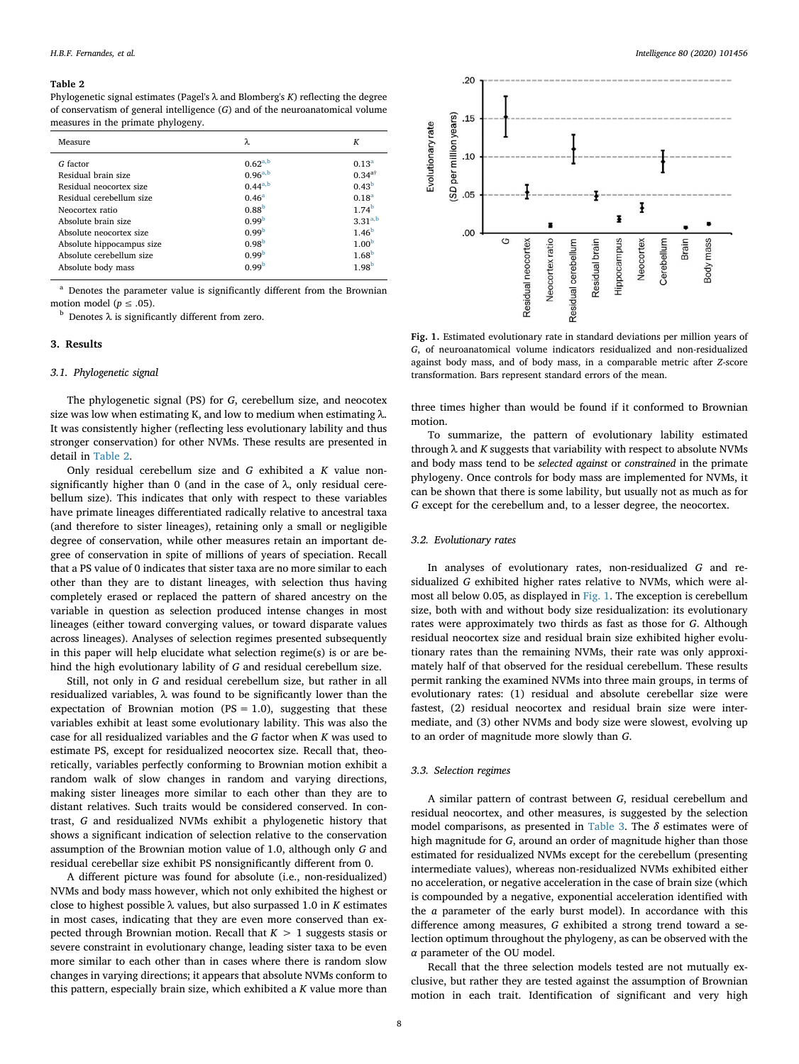**Table 2**

Phylogenetic signal estimates (Pagel's λ and Blomberg's *K*) reflecting the degree of conservatism of general intelligence (*G*) and of the neuroanatomical volume measures in the primate phylogeny.

| Measure | λ | *K* |
|---|---|---|
| *G* factor | 0.62[a,b] | 0.13[a] |
| Residual brain size | 0.96[a,b] | 0.34[a†] |
| Residual neocortex size | 0.44[a,b] | 0.43[b] |
| Residual cerebellum size | 0.46[a] | 0.18[a] |
| Neocortex ratio | 0.88[b] | 1.74[b] |
| Absolute brain size | 0.99[b] | 3.31[a,b] |
| Absolute neocortex size | 0.99[b] | 1.46[b] |
| Absolute hippocampus size | 0.98[b] | 1.00[b] |
| Absolute cerebellum size | 0.99[b] | 1.68[b] |
| Absolute body mass | 0.99[b] | 1.98[b] |

[a] Denotes the parameter value is significantly different from the Brownian motion model ($p \leq .05$).

[b] Denotes λ is significantly different from zero.

## 3. Results

### 3.1. Phylogenetic signal

The phylogenetic signal (PS) for *G*, cerebellum size, and neocotex size was low when estimating K, and low to medium when estimating λ. It was consistently higher (reflecting less evolutionary lability and thus stronger conservation) for other NVMs. These results are presented in detail in Table 2.

Only residual cerebellum size and *G* exhibited a *K* value non-significantly higher than 0 (and in the case of λ, only residual cerebellum size). This indicates that only with respect to these variables have primate lineages differentiated radically relative to ancestral taxa (and therefore to sister lineages), retaining only a small or negligible degree of conservation, while other measures retain an important degree of conservation in spite of millions of years of speciation. Recall that a PS value of 0 indicates that sister taxa are no more similar to each other than they are to distant lineages, with selection thus having completely erased or replaced the pattern of shared ancestry on the variable in question as selection produced intense changes in most lineages (either toward converging values, or toward disparate values across lineages). Analyses of selection regimes presented subsequently in this paper will help elucidate what selection regime(s) is or are behind the high evolutionary lability of *G* and residual cerebellum size.

Still, not only in *G* and residual cerebellum size, but rather in all residualized variables, λ was found to be significantly lower than the expectation of Brownian motion (PS = 1.0), suggesting that these variables exhibit at least some evolutionary lability. This was also the case for all residualized variables and the *G* factor when *K* was used to estimate PS, except for residualized neocortex size. Recall that, theoretically, variables perfectly conforming to Brownian motion exhibit a random walk of slow changes in random and varying directions, making sister lineages more similar to each other than they are to distant relatives. Such traits would be considered conserved. In contrast, *G* and residualized NVMs exhibit a phylogenetic history that shows a significant indication of selection relative to the conservation assumption of the Brownian motion value of 1.0, although only *G* and residual cerebellar size exhibit PS nonsignificantly different from 0.

A different picture was found for absolute (i.e., non-residualized) NVMs and body mass however, which not only exhibited the highest or close to highest possible λ values, but also surpassed 1.0 in *K* estimates in most cases, indicating that they are even more conserved than expected through Brownian motion. Recall that $K > 1$ suggests stasis or severe constraint in evolutionary change, leading sister taxa to be even more similar to each other than in cases where there is random slow changes in varying directions; it appears that absolute NVMs conform to this pattern, especially brain size, which exhibited a *K* value more than three times higher than would be found if it conformed to Brownian motion.

To summarize, the pattern of evolutionary lability estimated through λ and *K* suggests that variability with respect to absolute NVMs and body mass tend to be *selected against* or *constrained* in the primate phylogeny. Once controls for body mass are implemented for NVMs, it can be shown that there is some lability, but usually not as much as for *G* except for the cerebellum and, to a lesser degree, the neocortex.

Fig. 1. Estimated evolutionary rate in standard deviations per million years of *G*, of neuroanatomical volume indicators residualized and non-residualized against body mass, and of body mass, in a comparable metric after *Z*-score transformation. Bars represent standard errors of the mean.

### 3.2. Evolutionary rates

In analyses of evolutionary rates, non-residualized *G* and residualized *G* exhibited higher rates relative to NVMs, which were almost all below 0.05, as displayed in Fig. 1. The exception is cerebellum size, both with and without body size residualization: its evolutionary rates were approximately two thirds as fast as those for *G*. Although residual neocortex size and residual brain size exhibited higher evolutionary rates than the remaining NVMs, their rate was only approximately half of that observed for the residual cerebellum. These results permit ranking the examined NVMs into three main groups, in terms of evolutionary rates: (1) residual and absolute cerebellar size were fastest, (2) residual neocortex and residual brain size were intermediate, and (3) other NVMs and body size were slowest, evolving up to an order of magnitude more slowly than *G*.

### 3.3. Selection regimes

A similar pattern of contrast between *G*, residual cerebellum and residual neocortex, and other measures, is suggested by the selection model comparisons, as presented in Table 3. The $\delta$ estimates were of high magnitude for *G*, around an order of magnitude higher than those estimated for residualized NVMs except for the cerebellum (presenting intermediate values), whereas non-residualized NVMs exhibited either no acceleration, or negative acceleration in the case of brain size (which is compounded by a negative, exponential acceleration identified with the *a* parameter of the early burst model). In accordance with this difference among measures, *G* exhibited a strong trend toward a selection optimum throughout the phylogeny, as can be observed with the $\alpha$ parameter of the OU model.

Recall that the three selection models tested are not mutually exclusive, but rather they are tested against the assumption of Brownian motion in each trait. Identification of significant and very high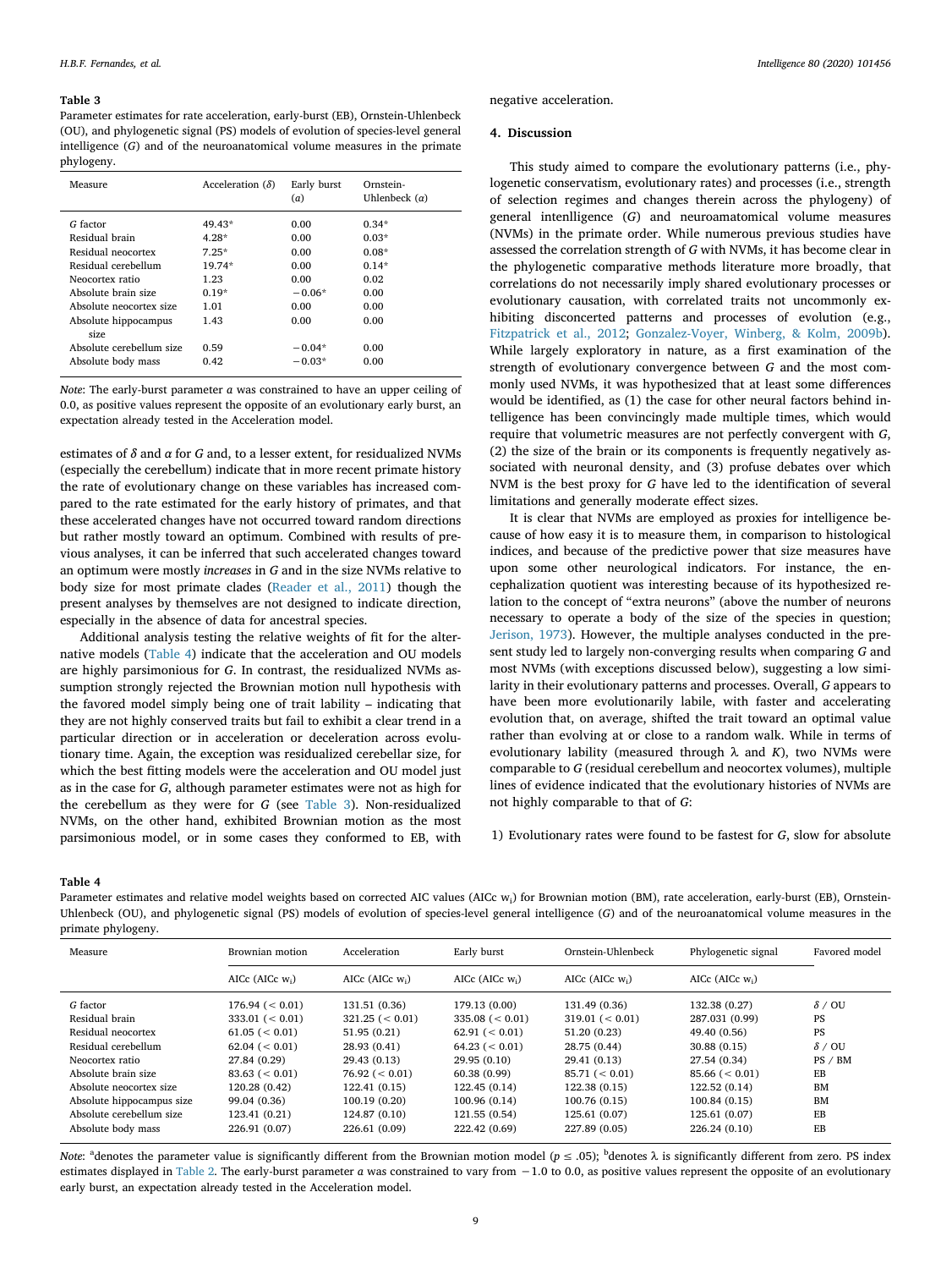**Table 3**

Parameter estimates for rate acceleration, early-burst (EB), Ornstein-Uhlenbeck (OU), and phylogenetic signal (PS) models of evolution of species-level general intelligence (*G*) and of the neuroanatomical volume measures in the primate phylogeny.

| Measure | Acceleration ($\delta$) | Early burst ($a$) | Ornstein-Uhlenbeck ($\alpha$) |
|---|---|---|---|
| *G* factor | 49.43* | 0.00 | 0.34* |
| Residual brain | 4.28* | 0.00 | 0.03* |
| Residual neocortex | 7.25* | 0.00 | 0.08* |
| Residual cerebellum | 19.74* | 0.00 | 0.14* |
| Neocortex ratio | 1.23 | 0.00 | 0.02 |
| Absolute brain size | 0.19* | −0.06* | 0.00 |
| Absolute neocortex size | 1.01 | 0.00 | 0.00 |
| Absolute hippocampus size | 1.43 | 0.00 | 0.00 |
| Absolute cerebellum size | 0.59 | −0.04* | 0.00 |
| Absolute body mass | 0.42 | −0.03* | 0.00 |

*Note*: The early-burst parameter $a$ was constrained to have an upper ceiling of 0.0, as positive values represent the opposite of an evolutionary early burst, an expectation already tested in the Acceleration model.

estimates of $\delta$ and $\alpha$ for *G* and, to a lesser extent, for residualized NVMs (especially the cerebellum) indicate that in more recent primate history the rate of evolutionary change on these variables has increased compared to the rate estimated for the early history of primates, and that these accelerated changes have not occurred toward random directions but rather mostly toward an optimum. Combined with results of previous analyses, it can be inferred that such accelerated changes toward an optimum were mostly *increases* in *G* and in the size NVMs relative to body size for most primate clades (Reader et al., 2011) though the present analyses by themselves are not designed to indicate direction, especially in the absence of data for ancestral species.

Additional analysis testing the relative weights of fit for the alternative models (Table 4) indicate that the acceleration and OU models are highly parsimonious for *G*. In contrast, the residualized NVMs assumption strongly rejected the Brownian motion null hypothesis with the favored model simply being one of trait lability – indicating that they are not highly conserved traits but fail to exhibit a clear trend in a particular direction or in acceleration or deceleration across evolutionary time. Again, the exception was residualized cerebellar size, for which the best fitting models were the acceleration and OU model just as in the case for *G*, although parameter estimates were not as high for the cerebellum as they were for *G* (see Table 3). Non-residualized NVMs, on the other hand, exhibited Brownian motion as the most parsimonious model, or in some cases they conformed to EB, with negative acceleration.

## 4. Discussion

This study aimed to compare the evolutionary patterns (i.e., phylogenetic conservatism, evolutionary rates) and processes (i.e., strength of selection regimes and changes therein across the phylogeny) of general intenlligence (*G*) and neuroamatomical volume measures (NVMs) in the primate order. While numerous previous studies have assessed the correlation strength of *G* with NVMs, it has become clear in the phylogenetic comparative methods literature more broadly, that correlations do not necessarily imply shared evolutionary processes or evolutionary causation, with correlated traits not uncommonly exhibiting disconnected patterns and processes of evolution (e.g., Fitzpatrick et al., 2012; Gonzalez-Voyer, Winberg, & Kolm, 2009b). While largely exploratory in nature, as a first examination of the strength of evolutionary convergence between *G* and the most commonly used NVMs, it was hypothesized that at least some differences would be identified, as (1) the case for other neural factors behind intelligence has been convincingly made multiple times, which would require that volumetric measures are not perfectly convergent with *G*, (2) the size of the brain or its components is frequently negatively associated with neuronal density, and (3) profuse debates over which NVM is the best proxy for *G* have led to the identification of several limitations and generally moderate effect sizes.

It is clear that NVMs are employed as proxies for intelligence because of how easy it is to measure them, in comparison to histological indices, and because of the predictive power that size measures have upon some other neurological indicators. For instance, the encephalization quotient was interesting because of its hypothesized relation to the concept of "extra neurons" (above the number of neurons necessary to operate a body of the size of the species in question; Jerison, 1973). However, the multiple analyses conducted in the present study led to largely non-converging results when comparing *G* and most NVMs (with exceptions discussed below), suggesting a low similarity in their evolutionary patterns and processes. Overall, *G* appears to have been more evolutionarily labile, with faster and accelerating evolution that, on average, shifted the trait toward an optimal value rather than evolving at or close to a random walk. While in terms of evolutionary lability (measured through $\lambda$ and $K$), two NVMs were comparable to *G* (residual cerebellum and neocortex volumes), multiple lines of evidence indicated that the evolutionary histories of NVMs are not highly comparable to that of *G*:

1) Evolutionary rates were found to be fastest for *G*, slow for absolute

**Table 4**

Parameter estimates and relative model weights based on corrected AIC values (AICc $w_i$) for Brownian motion (BM), rate acceleration, early-burst (EB), Ornstein-Uhlenbeck (OU), and phylogenetic signal (PS) models of evolution of species-level general intelligence (*G*) and of the neuroanatomical volume measures in the primate phylogeny.

| Measure | Brownian motion | Acceleration | Early burst | Ornstein-Uhlenbeck | Phylogenetic signal | Favored model |
|---|---|---|---|---|---|---|
| | AICc (AICc $w_i$) | AICc (AICc $w_i$) | AICc (AICc $w_i$) | AICc (AICc $w_i$) | AICc (AICc $w_i$) | |
| *G* factor | 176.94 (< 0.01) | 131.51 (0.36) | 179.13 (0.00) | 131.49 (0.36) | 132.38 (0.27) | $\delta$ / OU |
| Residual brain | 333.01 (< 0.01) | 321.25 (< 0.01) | 335.08 (< 0.01) | 319.01 (< 0.01) | 287.031 (0.99) | PS |
| Residual neocortex | 61.05 (< 0.01) | 51.95 (0.21) | 62.91 (< 0.01) | 51.20 (0.23) | 49.40 (0.56) | PS |
| Residual cerebellum | 62.04 (< 0.01) | 28.93 (0.41) | 64.23 (< 0.01) | 28.75 (0.44) | 30.88 (0.15) | $\delta$ / OU |
| Neocortex ratio | 27.84 (0.29) | 29.43 (0.13) | 29.95 (0.10) | 29.41 (0.13) | 27.54 (0.34) | PS / BM |
| Absolute brain size | 83.63 (< 0.01) | 76.92 (< 0.01) | 60.38 (0.99) | 85.71 (< 0.01) | 85.66 (< 0.01) | EB |
| Absolute neocortex size | 120.28 (0.42) | 122.41 (0.15) | 122.45 (0.14) | 122.38 (0.15) | 122.52 (0.14) | BM |
| Absolute hippocampus size | 99.04 (0.36) | 100.19 (0.20) | 100.96 (0.14) | 100.76 (0.15) | 100.84 (0.15) | BM |
| Absolute cerebellum size | 123.41 (0.21) | 124.87 (0.10) | 121.55 (0.54) | 125.61 (0.07) | 125.61 (0.07) | EB |
| Absolute body mass | 226.91 (0.07) | 226.61 (0.09) | 222.42 (0.69) | 227.89 (0.05) | 226.24 (0.10) | EB |

*Note*: [a]denotes the parameter value is significantly different from the Brownian motion model ($p \leq .05$); [b]denotes $\lambda$ is significantly different from zero. PS index estimates displayed in Table 2. The early-burst parameter $a$ was constrained to vary from −1.0 to 0.0, as positive values represent the opposite of an evolutionary early burst, an expectation already tested in the Acceleration model.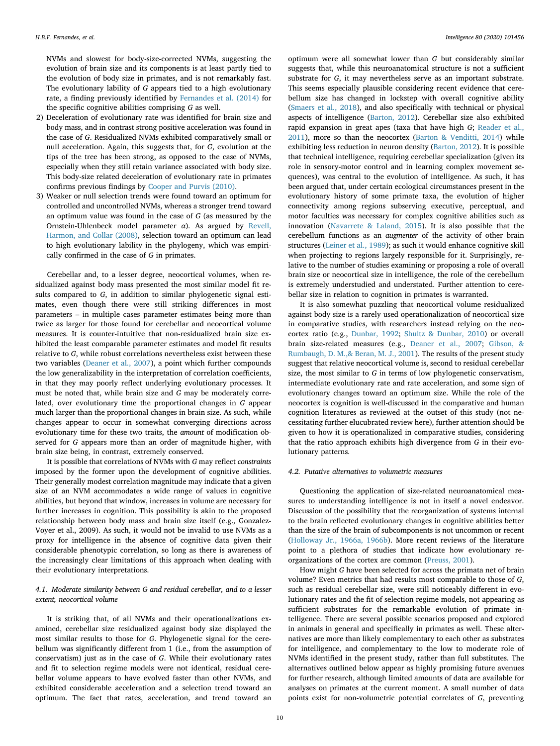NVMs and slowest for body-size-corrected NVMs, suggesting the evolution of brain size and its components is at least partly tied to the evolution of body size in primates, and is not remarkably fast. The evolutionary lability of *G* appears tied to a high evolutionary rate, a finding previously identified by Fernandes et al. (2014) for the specific cognitive abilities comprising *G* as well.

2) Deceleration of evolutionary rate was identified for brain size and body mass, and in contrast strong positive acceleration was found in the case of *G*. Residualized NVMs exhibited comparatively small or null acceleration. Again, this suggests that, for *G*, evolution at the tips of the tree has been strong, as opposed to the case of NVMs, especially when they still retain variance associated with body size. This body-size related deceleration of evolutionary rate in primates confirms previous findings by Cooper and Purvis (2010).
3) Weaker or null selection trends were found toward an optimum for controlled and uncontrolled NVMs, whereas a stronger trend toward an optimum value was found in the case of *G* (as measured by the Ornstein-Uhlenbeck model parameter $\alpha$). As argued by Revell, Harmon, and Collar (2008), selection toward an optimum can lead to high evolutionary lability in the phylogeny, which was empirically confirmed in the case of *G* in primates.

Cerebellar and, to a lesser degree, neocortical volumes, when residualized against body mass presented the most similar model fit results compared to *G*, in addition to similar phylogenetic signal estimates, even though there were still striking differences in most parameters – in multiple cases parameter estimates being more than twice as larger for those found for cerebellar and neocortical volume measures. It is counter-intuitive that non-residualized brain size exhibited the least comparable parameter estimates and model fit results relative to *G*, while robust correlations nevertheless exist between these two variables (Deaner et al., 2007), a point which further compounds the low generalizability in the interpretation of correlation coefficients, in that they may poorly reflect underlying evolutionary processes. It must be noted that, while brain size and *G* may be moderately correlated, over evolutionary time the proportional changes in *G* appear much larger than the proportional changes in brain size. As such, while changes appear to occur in somewhat converging directions across evolutionary time for these two traits, the *amount* of modification observed for *G* appears more than an order of magnitude higher, with brain size being, in contrast, extremely conserved.

It is possible that correlations of NVMs with *G* may reflect *constraints* imposed by the former upon the development of cognitive abilities. Their generally modest correlation magnitude may indicate that a given size of an NVM accommodates a wide range of values in cognitive abilities, but beyond that window, increases in volume are necessary for further increases in cognition. This possibility is akin to the proposed relationship between body mass and brain size itself (e.g., Gonzalez-Voyer et al., 2009). As such, it would not be invalid to use NVMs as a proxy for intelligence in the absence of cognitive data given their considerable phenotypic correlation, so long as there is awareness of the increasingly clear limitations of this approach when dealing with their evolutionary interpretations.

### 4.1. Moderate similarity between G and residual cerebellar, and to a lesser extent, neocortical volume

It is striking that, of all NVMs and their operationalizations examined, cerebellar size residualized against body size displayed the most similar results to those for *G*. Phylogenetic signal for the cerebellum was significantly different from 1 (i.e., from the assumption of conservatism) just as in the case of *G*. While their evolutionary rates and fit to selection regime models were not identical, residual cerebellar volume appears to have evolved faster than other NVMs, and exhibited considerable acceleration and a selection trend toward an optimum. The fact that rates, acceleration, and trend toward an optimum were all somewhat lower than *G* but considerably similar suggests that, while this neuroanatomical structure is not a sufficient substrate for *G*, it may nevertheless serve as an important substrate. This seems especially plausible considering recent evidence that cerebellum size has changed in lockstep with overall cognitive ability (Smaers et al., 2018), and also specifically with technical or physical aspects of intelligence (Barton, 2012). Cerebellar size also exhibited rapid expansion in great apes (taxa that have high *G*; Reader et al., 2011), more so than the neocortex (Barton & Venditti, 2014) while exhibiting less reduction in neuron density (Barton, 2012). It is possible that technical intelligence, requiring cerebellar specialization (given its role in sensory-motor control and in learning complex movement sequences), was central to the evolution of intelligence. As such, it has been argued that, under certain ecological circumstances present in the evolutionary history of some primate taxa, the evolution of higher connectivity among regions subserving executive, perceptual, and motor faculties was necessary for complex cognitive abilities such as innovation (Navarrete & Laland, 2015). It is also possible that the cerebellum functions as an *augmenter* of the activity of other brain structures (Leiner et al., 1989); as such it would enhance cognitive skill when projecting to regions largely responsible for it. Surprisingly, relative to the number of studies examining or proposing a role of overall brain size or neocortical size in intelligence, the role of the cerebellum is extremely understudied and understated. Further attention to cerebellar size in relation to cognition in primates is warranted.

It is also somewhat puzzling that neocortical volume residualized against body size is a rarely used operationalization of neocortical size in comparative studies, with researchers instead relying on the neocortex ratio (e.g., Dunbar, 1992; Shultz & Dunbar, 2010) or overall brain size-related measures (e.g., Deaner et al., 2007; Gibson, & Rumbaugh, D. M.,& Beran, M. J., 2001). The results of the present study suggest that relative neocortical volume is, second to residual cerebellar size, the most similar to *G* in terms of low phylogenetic conservatism, intermediate evolutionary rate and rate acceleration, and some sign of evolutionary changes toward an optimum size. While the role of the neocortex is cognition is well-discussed in the comparative and human cognition literatures as reviewed at the outset of this study (not necessitating further elucubrated review here), further attention should be given to how it is operationalized in comparative studies, considering that the ratio approach exhibits high divergence from *G* in their evolutionary patterns.

### 4.2. Putative alternatives to volumetric measures

Questioning the application of size-related neuroanatomical measures to understanding intelligence is not in itself a novel endeavor. Discussion of the possibility that the reorganization of systems internal to the brain reflected evolutionary changes in cognitive abilities better than the size of the brain of subcomponents is not uncommon or recent (Holloway Jr., 1966a, 1966b). More recent reviews of the literature point to a plethora of studies that indicate how evolutionary reorganizations of the cortex are common (Preuss, 2001).

How might *G* have been selected for across the primata net of brain volume? Even metrics that had results most comparable to those of *G*, such as residual cerebellar size, were still noticeably different in evolutionary rates and the fit of selection regime models, not appearing as sufficient substrates for the remarkable evolution of primate intelligence. There are several possible scenarios proposed and explored in animals in general and specifically in primates as well. These alternatives are more than likely complementary to each other as substrates for intelligence, and complementary to the low to moderate role of NVMs identified in the present study, rather than full substitutes. The alternatives outlined below appear as highly promising future avenues for further research, although limited amounts of data are available for analyses on primates at the current moment. A small number of data points exist for non-volumetric potential correlates of *G*, preventing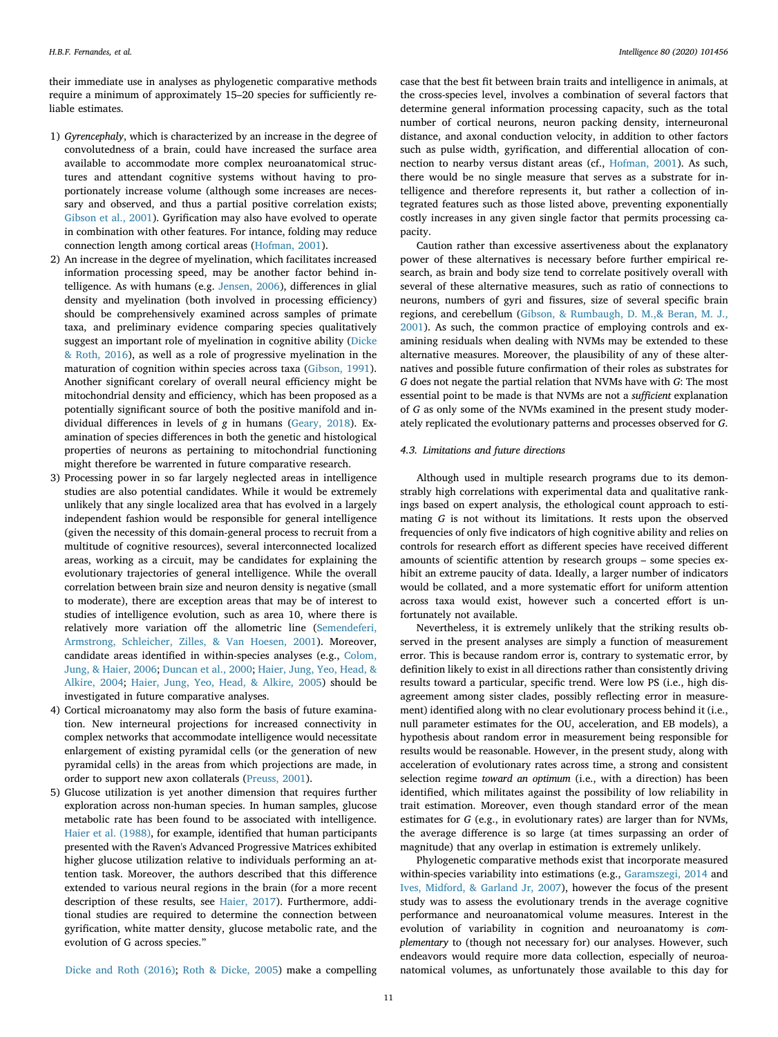their immediate use in analyses as phylogenetic comparative methods require a minimum of approximately 15–20 species for sufficiently reliable estimates.

1) *Gyrencephaly*, which is characterized by an increase in the degree of convolutedness of a brain, could have increased the surface area available to accommodate more complex neuroanatomical structures and attendant cognitive systems without having to proportionately increase volume (although some increases are necessary and observed, and thus a partial positive correlation exists; Gibson et al., 2001). Gyrification may also have evolved to operate in combination with other features. For intance, folding may reduce connection length among cortical areas (Hofman, 2001).
2) An increase in the degree of myelination, which facilitates increased information processing speed, may be another factor behind intelligence. As with humans (e.g. Jensen, 2006), differences in glial density and myelination (both involved in processing efficiency) should be comprehensively examined across samples of primate taxa, and preliminary evidence comparing species qualitatively suggest an important role of myelination in cognitive ability (Dicke & Roth, 2016), as well as a role of progressive myelination in the maturation of cognition within species across taxa (Gibson, 1991). Another significant corelary of overall neural efficiency might be mitochondrial density and efficiency, which has been proposed as a potentially significant source of both the positive manifold and individual differences in levels of *g* in humans (Geary, 2018). Examination of species differences in both the genetic and histological properties of neurons as pertaining to mitochondrial functioning might therefore be warrented in future comparative research.
3) Processing power in so far largely neglected areas in intelligence studies are also potential candidates. While it would be extremely unlikely that any single localized area that has evolved in a largely independent fashion would be responsible for general intelligence (given the necessity of this domain-general process to recruit from a multitude of cognitive resources), several interconnected localized areas, working as a circuit, may be candidates for explaining the evolutionary trajectories of general intelligence. While the overall correlation between brain size and neuron density is negative (small to moderate), there are exception areas that may be of interest to studies of intelligence evolution, such as area 10, where there is relatively more variation off the allometric line (Semendeferi, Armstrong, Schleicher, Zilles, & Van Hoesen, 2001). Moreover, candidate areas identified in within-species analyses (e.g., Colom, Jung, & Haier, 2006; Duncan et al., 2000; Haier, Jung, Yeo, Head, & Alkire, 2004; Haier, Jung, Yeo, Head, & Alkire, 2005) should be investigated in future comparative analyses.
4) Cortical microanatomy may also form the basis of future examination. New interneural projections for increased connectivity in complex networks that accommodate intelligence would necessitate enlargement of existing pyramidal cells (or the generation of new pyramidal cells) in the areas from which projections are made, in order to support new axon collaterals (Preuss, 2001).
5) Glucose utilization is yet another dimension that requires further exploration across non-human species. In human samples, glucose metabolic rate has been found to be associated with intelligence. Haier et al. (1988), for example, identified that human participants presented with the Raven's Advanced Progressive Matrices exhibited higher glucose utilization relative to individuals performing an attention task. Moreover, the authors described that this difference extended to various neural regions in the brain (for a more recent description of these results, see Haier, 2017). Furthermore, additional studies are required to determine the connection between gyrification, white matter density, glucose metabolic rate, and the evolution of G across species."

Dicke and Roth (2016); Roth & Dicke, 2005) make a compelling case that the best fit between brain traits and intelligence in animals, at the cross-species level, involves a combination of several factors that determine general information processing capacity, such as the total number of cortical neurons, neuron packing density, interneuronal distance, and axonal conduction velocity, in addition to other factors such as pulse width, gyrification, and differential allocation of connection to nearby versus distant areas (cf., Hofman, 2001). As such, there would be no single measure that serves as a substrate for intelligence and therefore represents it, but rather a collection of integrated features such as those listed above, preventing exponentially costly increases in any given single factor that permits processing capacity.

Caution rather than excessive assertiveness about the explanatory power of these alternatives is necessary before further empirical research, as brain and body size tend to correlate positively overall with several of these alternative measures, such as ratio of connections to neurons, numbers of gyri and fissures, size of several specific brain regions, and cerebellum (Gibson, & Rumbaugh, D. M.,& Beran, M. J., 2001). As such, the common practice of employing controls and examining residuals when dealing with NVMs may be extended to these alternative measures. Moreover, the plausibility of any of these alternatives and possible future confirmation of their roles as substrates for *G* does not negate the partial relation that NVMs have with *G*: The most essential point to be made is that NVMs are not a *sufficient* explanation of *G* as only some of the NVMs examined in the present study moderately replicated the evolutionary patterns and processes observed for *G*.

### 4.3. Limitations and future directions

Although used in multiple research programs due to its demonstrably high correlations with experimental data and qualitative rankings based on expert analysis, the ethological count approach to estimating *G* is not without its limitations. It rests upon the observed frequencies of only five indicators of high cognitive ability and relies on controls for research effort as different species have received different amounts of scientific attention by research groups – some species exhibit an extreme paucity of data. Ideally, a larger number of indicators would be collated, and a more systematic effort for uniform attention across taxa would exist, however such a concerted effort is unfortunately not available.

Nevertheless, it is extremely unlikely that the striking results observed in the present analyses are simply a function of measurement error. This is because random error is, contrary to systematic error, by definition likely to exist in all directions rather than consistently driving results toward a particular, specific trend. Were low PS (i.e., high disagreement among sister clades, possibly reflecting error in measurement) identified along with no clear evolutionary process behind it (i.e., null parameter estimates for the OU, acceleration, and EB models), a hypothesis about random error in measurement being responsible for results would be reasonable. However, in the present study, along with acceleration of evolutionary rates across time, a strong and consistent selection regime *toward an optimum* (i.e., with a direction) has been identified, which militates against the possibility of low reliability in trait estimation. Moreover, even though standard error of the mean estimates for *G* (e.g., in evolutionary rates) are larger than for NVMs, the average difference is so large (at times surpassing an order of magnitude) that any overlap in estimation is extremely unlikely.

Phylogenetic comparative methods exist that incorporate measured within-species variability into estimations (e.g., Garamszegi, 2014 and Ives, Midford, & Garland Jr, 2007), however the focus of the present study was to assess the evolutionary trends in the average cognitive performance and neuroanatomical volume measures. Interest in the evolution of variability in cognition and neuroanatomy is *complementary* to (though not necessary for) our analyses. However, such endeavors would require more data collection, especially of neuroanatomical volumes, as unfortunately those available to this day for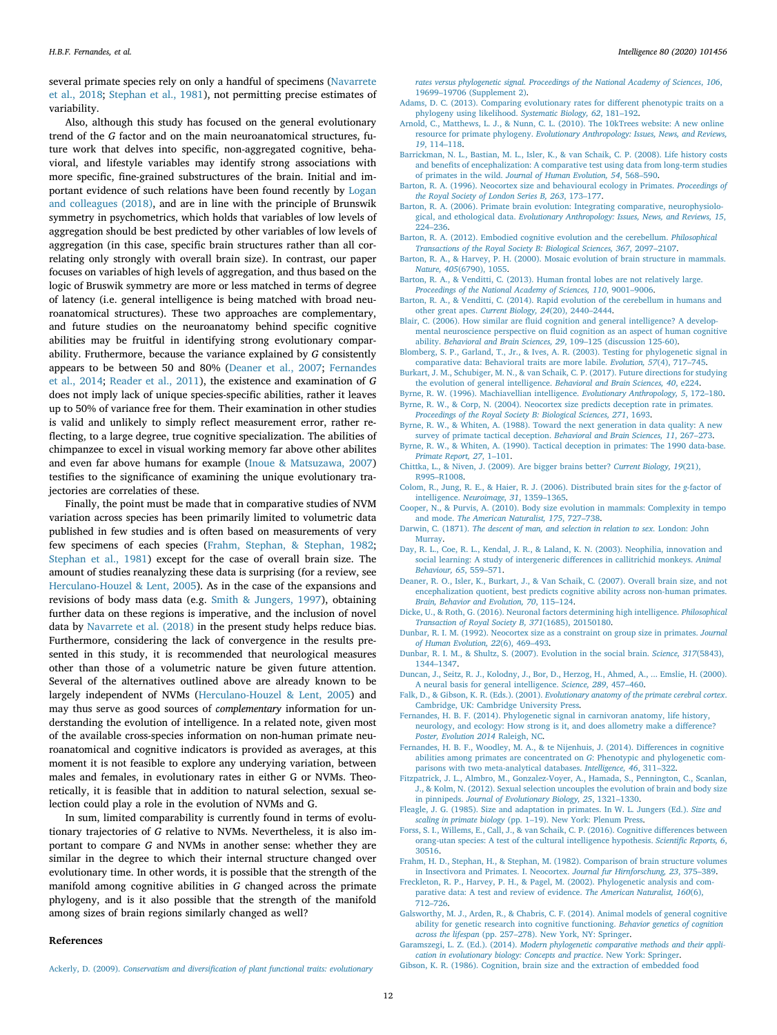several primate species rely on only a handful of specimens (Navarrete et al., 2018; Stephan et al., 1981), not permitting precise estimates of variability.

Also, although this study has focused on the general evolutionary trend of the *G* factor and on the main neuroanatomical structures, future work that delves into specific, non-aggregated cognitive, behavioral, and lifestyle variables may identify strong associations with more specific, fine-grained substructures of the brain. Initial and important evidence of such relations have been found recently by Logan and colleagues (2018), and are in line with the principle of Brunswik symmetry in psychometrics, which holds that variables of low levels of aggregation should be best predicted by other variables of low levels of aggregation (in this case, specific brain structures rather than all correlating only strongly with overall brain size). In contrast, our paper focuses on variables of high levels of aggregation, and thus based on the logic of Bruswik symmetry are more or less matched in terms of degree of latency (i.e. general intelligence is being matched with broad neuroanatomical structures). These two approaches are complementary, and future studies on the neuroanatomy behind specific cognitive abilities may be fruitful in identifying strong evolutionary comparability. Fruthermore, because the variance explained by *G* consistently appears to be between 50 and 80% (Deaner et al., 2007; Fernandes et al., 2014; Reader et al., 2011), the existence and examination of *G* does not imply lack of unique species-specific abilities, rather it leaves up to 50% of variance free for them. Their examination in other studies is valid and unlikely to simply reflect measurement error, rather reflecting, to a large degree, true cognitive specialization. The abilities of chimpanzee to excel in visual working memory far above other abilites and even far above humans for example (Inoue & Matsuzawa, 2007) testifies to the significance of examining the unique evolutionary trajectories are correlaties of these.

Finally, the point must be made that in comparative studies of NVM variation across species has been primarily limited to volumetric data published in few studies and is often based on measurements of very few specimens of each species (Frahm, Stephan, & Stephan, 1982; Stephan et al., 1981) except for the case of overall brain size. The amount of studies reanalyzing these data is surprising (for a review, see Herculano-Houzel & Lent, 2005). As in the case of the expansions and revisions of body mass data (e.g. Smith & Jungers, 1997), obtaining further data on these regions is imperative, and the inclusion of novel data by Navarrete et al. (2018) in the present study helps reduce bias. Furthermore, considering the lack of convergence in the results presented in this study, it is recommended that neurological measures other than those of a volumetric nature be given future attention. Several of the alternatives outlined above are already known to be largely independent of NVMs (Herculano-Houzel & Lent, 2005) and may thus serve as good sources of *complementary* information for understanding the evolution of intelligence. In a related note, given most of the available cross-species information on non-human primate neuroanatomical and cognitive indicators is provided as averages, at this moment it is not feasible to explore any underying variation, between males and females, in evolutionary rates in either G or NVMs. Theoretically, it is feasible that in addition to natural selection, sexual selection could play a role in the evolution of NVMs and G.

In sum, limited comparability is currently found in terms of evolutionary trajectories of *G* relative to NVMs. Nevertheless, it is also important to compare *G* and NVMs in another sense: whether they are similar in the degree to which their internal structure changed over evolutionary time. In other words, it is possible that the strength of the manifold among cognitive abilities in *G* changed across the primate phylogeny, and is it also possible that the strength of the manifold among sizes of brain regions similarly changed as well?

## References

Ackerly, D. (2009). *Conservatism and diversification of plant functional traits: evolutionary rates versus phylogenetic signal. Proceedings of the National Academy of Sciences, 106*, 19699–19706 (Supplement 2).

Adams, D. C. (2013). Comparing evolutionary rates for different phenotypic traits on a phylogeny using likelihood. *Systematic Biology, 62*, 181–192.

Arnold, C., Matthews, L. J., & Nunn, C. L. (2010). The 10kTrees website: A new online resource for primate phylogeny. *Evolutionary Anthropology: Issues, News, and Reviews, 19*, 114–118.

Barrickman, N. L., Bastian, M. L., Isler, K., & van Schaik, C. P. (2008). Life history costs and benefits of encephalization: A comparative test using data from long-term studies of primates in the wild. *Journal of Human Evolution, 54*, 568–590.

Barton, R. A. (1996). Neocortex size and behavioural ecology in Primates. *Proceedings of the Royal Society of London Series B, 263*, 173–177.

Barton, R. A. (2006). Primate brain evolution: Integrating comparative, neurophysiological, and ethological data. *Evolutionary Anthropology: Issues, News, and Reviews, 15*, 224–236.

Barton, R. A. (2012). Embodied cognitive evolution and the cerebellum. *Philosophical Transactions of the Royal Society B: Biological Sciences, 367*, 2097–2107.

Barton, R. A., & Harvey, P. H. (2000). Mosaic evolution of brain structure in mammals. *Nature, 405*(6790), 1055.

Barton, R. A., & Venditti, C. (2013). Human frontal lobes are not relatively large. *Proceedings of the National Academy of Sciences, 110*, 9001–9006.

Barton, R. A., & Venditti, C. (2014). Rapid evolution of the cerebellum in humans and other great apes. *Current Biology, 24*(20), 2440–2444.

Blair, C. (2006). How similar are fluid cognition and general intelligence? A developmental neuroscience perspective on fluid cognition as an aspect of human cognitive ability. *Behavioral and Brain Sciences, 29*, 109–125 (discussion 125-60).

Blomberg, S. P., Garland, T., Jr., & Ives, A. R. (2003). Testing for phylogenetic signal in comparative data: Behavioral traits are more labile. *Evolution, 57*(4), 717–745.

Burkart, J. M., Schubiger, M. N., & van Schaik, C. P. (2017). Future directions for studying the evolution of general intelligence. *Behavioral and Brain Sciences, 40*, e224.

Byrne, R. W. (1996). Machiavellian intelligence. *Evolutionary Anthropology, 5*, 172–180.

Byrne, R. W., & Corp, N. (2004). Neocortex size predicts deception rate in primates. *Proceedings of the Royal Society B: Biological Sciences, 271*, 1693.

Byrne, R. W., & Whiten, A. (1988). Toward the next generation in data quality: A new survey of primate tactical deception. *Behavioral and Brain Sciences, 11*, 267–273.

Byrne, R. W., & Whiten, A. (1990). Tactical deception in primates: The 1990 data-base. *Primate Report, 27*, 1–101.

Chittka, L., & Niven, J. (2009). Are bigger brains better? *Current Biology, 19*(21), R995–R1008.

Colom, R., Jung, R. E., & Haier, R. J. (2006). Distributed brain sites for the g-factor of intelligence. *Neuroimage, 31*, 1359–1365.

Cooper, N., & Purvis, A. (2010). Body size evolution in mammals: Complexity in tempo and mode. *The American Naturalist, 175*, 727–738.

Darwin, C. (1871). *The descent of man, and selection in relation to sex*. London: John Murray.

Day, R. L., Coe, R. L., Kendal, J. R., & Laland, K. N. (2003). Neophilia, innovation and social learning: A study of intergeneric differences in callitrichid monkeys. *Animal Behaviour, 65*, 559–571.

Deaner, R. O., Isler, K., Burkart, J., & Van Schaik, C. (2007). Overall brain size, and not encephalization quotient, best predicts cognitive ability across non-human primates. *Brain, Behavior and Evolution, 70*, 115–124.

Dicke, U., & Roth, G. (2016). Neuronal factors determining high intelligence. *Philosophical Transaction of Royal Society B, 371*(1685), 20150180.

Dunbar, R. I. M. (1992). Neocortex size as a constraint on group size in primates. *Journal of Human Evolution, 22*(6), 469–493.

Dunbar, R. I. M., & Shultz, S. (2007). Evolution in the social brain. *Science, 317*(5843), 1344–1347.

Duncan, J., Seitz, R. J., Kolodny, J., Bor, D., Herzog, H., Ahmed, A., ... Emslie, H. (2000). A neural basis for general intelligence. *Science, 289*, 457–460.

Falk, D., & Gibson, K. R. (Eds.). (2001). *Evolutionary anatomy of the primate cerebral cortex*. Cambridge, UK: Cambridge University Press.

Fernandes, H. B. F. (2014). Phylogenetic signal in carnivoran anatomy, life history, neurology, and ecology: How strong is it, and does allometry make a difference? *Poster, Evolution 2014* Raleigh, NC.

Fernandes, H. B. F., Woodley, M. A., & te Nijenhuis, J. (2014). Differences in cognitive abilities among primates are concentrated on *G*: Phenotypic and phylogenetic comparisons with two meta-analytical databases. *Intelligence, 46*, 311–322.

Fitzpatrick, J. L., Almbro, M., Gonzalez-Voyer, A., Hamada, S., Pennington, C., Scanlan, J., & Kolm, N. (2012). Sexual selection uncouples the evolution of brain and body size in pinnipeds. *Journal of Evolutionary Biology, 25*, 1321–1330.

Fleagle, J. G. (1985). Size and adaptation in primates. In W. L. Jungers (Ed.). *Size and scaling in primate biology* (pp. 1–19). New York: Plenum Press.

Forss, S. I., Willems, E., Call, J., & van Schaik, C. P. (2016). Cognitive differences between orang-utan species: A test of the cultural intelligence hypothesis. *Scientific Reports, 6*, 30516.

Frahm, H. D., Stephan, H., & Stephan, M. (1982). Comparison of brain structure volumes in Insectivora and Primates. I. Neocortex. *Journal fur Hirnforschung, 23*, 375–389.

Freckleton, R. P., Harvey, P. H., & Pagel, M. (2002). Phylogenetic analysis and comparative data: A test and review of evidence. *The American Naturalist, 160*(6), 712–726.

Galsworthy, M. J., Arden, R., & Chabris, C. F. (2014). Animal models of general cognitive ability for genetic research into cognitive functioning. *Behavior genetics of cognition across the lifespan* (pp. 257–278). New York, NY: Springer.

Garamszegi, L. Z. (Ed.). (2014). *Modern phylogenetic comparative methods and their application in evolutionary biology: Concepts and practice*. New York: Springer.

Gibson, K. R. (1986). Cognition, brain size and the extraction of embedded food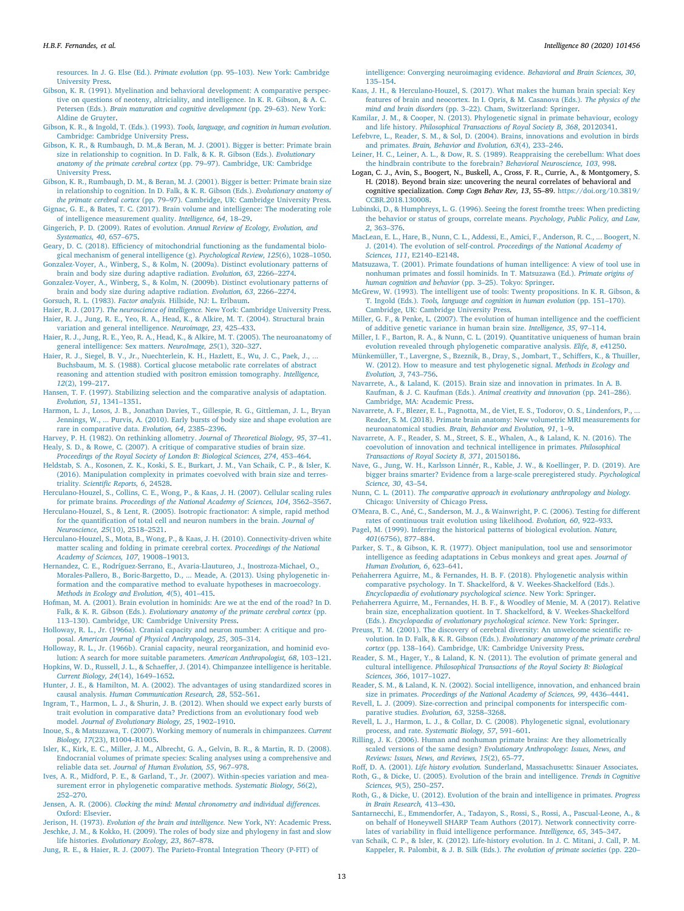resources. In J. G. Else (Ed.). *Primate evolution* (pp. 95–103). New York: Cambridge University Press.

Gibson, K. R. (1991). Myelination and behavioral development: A comparative perspective on questions of neoteny, altriciality, and intelligence. In K. R. Gibson, & A. C. Petersen (Eds.). *Brain maturation and cognitive development* (pp. 29–63). New York: Aldine de Gruyter.

Gibson, K. R., & Ingold, T. (Eds.). (1993). *Tools, language, and cognition in human evolution.* Cambridge: Cambridge University Press.

Gibson, K. R., & Rumbaugh, D. M.,& Beran, M. J. (2001). Bigger is better: Primate brain size in relationship to cognition. In D. Falk, & K. R. Gibson (Eds.). *Evolutionary anatomy of the primate cerebral cortex* (pp. 79–97). Cambridge, UK: Cambridge University Press.

Gibson, K. R., Rumbaugh, D. M., & Beran, M. J. (2001). Bigger is better: Primate brain size in relationship to cognition. In D. Falk, & K. R. Gibson (Eds.). *Evolutionary anatomy of the primate cerebral cortex* (pp. 79–97). Cambridge, UK: Cambridge University Press.

Gignac, G. E., & Bates, T. C. (2017). Brain volume and intelligence: The moderating role of intelligence measurement quality. *Intelligence, 64*, 18–29.

Gingerich, P. D. (2009). Rates of evolution. *Annual Review of Ecology, Evolution, and Systematics, 40*, 657–675.

Geary, D. C. (2018). Efficiency of mitochondrial functioning as the fundamental biological mechanism of general intelligence (g). *Psychological Review, 125*(6), 1028–1050.

Gonzalez-Voyer, A., Winberg, S., & Kolm, N. (2009a). Distinct evolutionary patterns of brain and body size during adaptive radiation. *Evolution, 63*, 2266–2274.

Gonzalez-Voyer, A., Winberg, S., & Kolm, N. (2009b). Distinct evolutionary patterns of brain and body size during adaptive radiation. *Evolution, 63*, 2266–2274.

Gorsuch, R. L. (1983). *Factor analysis.* Hillside, NJ: L. Erlbaum.

Haier, R. J. (2017). *The neuroscience of intelligence.* New York: Cambridge University Press.

Haier, R. J., Jung, R. E., Yeo, R. A., Head, K., & Alkire, M. T. (2004). Structural brain variation and general intelligence. *Neuroimage, 23*, 425–433.

Haier, R. J., Jung, R. E., Yeo, R. A., Head, K., & Alkire, M. T. (2005). The neuroanatomy of general intelligence: Sex matters. *NeuroImage, 25*(1), 320–327.

Haier, R. J., Siegel, B. V., Jr., Nuechterlein, K. H., Hazlett, E., Wu, J. C., Paek, J., ... Buchsbaum, M. S. (1988). Cortical glucose metabolic rate correlates of abstract reasoning and attention studied with positron emission tomography. *Intelligence, 12*(2), 199–217.

Hansen, T. F. (1997). Stabilizing selection and the comparative analysis of adaptation. *Evolution, 51*, 1341–1351.

Harmon, L. J., Losos, J. B., Jonathan Davies, T., Gillespie, R. G., Gittleman, J. L., Bryan Jennings, W., ... Purvis, A. (2010). Early bursts of body size and shape evolution are rare in comparative data. *Evolution, 64*, 2385–2396.

Harvey, P. H. (1982). On rethinking allometry. *Journal of Theoretical Biology, 95*, 37–41.

Healy, S. D., & Rowe, C. (2007). A critique of comparative studies of brain size. *Proceedings of the Royal Society of London B: Biological Sciences, 274*, 453–464.

Heldstab, S. A., Kosonen, Z. K., Koski, S. E., Burkart, J. M., Van Schaik, C. P., & Isler, K. (2016). Manipulation complexity in primates coevolved with brain size and terrestriality. *Scientific Reports, 6*, 24528.

Herculano-Houzel, S., Collins, C. E., Wong, P., & Kaas, J. H. (2007). Cellular scaling rules for primate brains. *Proceedings of the National Academy of Sciences, 104*, 3562–3567.

Herculano-Houzel, S., & Lent, R. (2005). Isotropic fractionator: A simple, rapid method for the quantification of total cell and neuron numbers in the brain. *Journal of Neuroscience, 25*(10), 2518–2521.

Herculano-Houzel, S., Mota, B., Wong, P., & Kaas, J. H. (2010). Connectivity-driven white matter scaling and folding in primate cerebral cortex. *Proceedings of the National Academy of Sciences, 107*, 19008–19013.

Hernandez, C. E., Rodríguez-Serrano, E., Avaria-Llautureo, J., Inostroza-Michael, O., Morales-Pallero, B., Boric-Bargetto, D., ... Meade, A. (2013). Using phylogenetic information and the comparative method to evaluate hypotheses in macroecology. *Methods in Ecology and Evolution, 4*(5), 401–415.

Hofman, M. A. (2001). Brain evolution in hominids: Are we at the end of the road? In D. Falk, & K. R. Gibson (Eds.). *Evolutionary anatomy of the primate cerebral cortex* (pp. 113–130). Cambridge, UK: Cambridge University Press.

Holloway, R. L., Jr. (1966a). Cranial capacity and neuron number: A critique and proposal. *American Journal of Physical Anthropology, 25*, 305–314.

Holloway, R. L., Jr. (1966b). Cranial capacity, neural reorganization, and hominid evolution: A search for more suitable parameters. *American Anthropologist, 68*, 103–121.

Hopkins, W. D., Russell, J. L., & Schaeffer, J. (2014). Chimpanzee intelligence is heritable. *Current Biology, 24*(14), 1649–1652.

Hunter, J. E., & Hamilton, M. A. (2002). The advantages of using standardized scores in causal analysis. *Human Communication Research, 28*, 552–561.

Ingram, T., Harmon, L. J., & Shurin, J. B. (2012). When should we expect early bursts of trait evolution in comparative data? Predictions from an evolutionary food web model. *Journal of Evolutionary Biology, 25*, 1902–1910.

Inoue, S., & Matsuzawa, T. (2007). Working memory of numerals in chimpanzees. *Current Biology, 17*(23), R1004–R1005.

Isler, K., Kirk, E. C., Miller, J. M., Albrecht, G. A., Gelvin, B. R., & Martin, R. D. (2008). Endocranial volumes of primate species: Scaling analyses using a comprehensive and reliable data set. *Journal of Human Evolution, 55*, 967–978.

Ives, A. R., Midford, P. E., & Garland, T., Jr. (2007). Within-species variation and measurement error in phylogenetic comparative methods. *Systematic Biology, 56*(2), 252–270.

Jensen, A. R. (2006). *Clocking the mind: Mental chronometry and individual differences.* Oxford: Elsevier.

Jerison, H. (1973). *Evolution of the brain and intelligence.* New York, NY: Academic Press.

Jeschke, J. M., & Kokko, H. (2009). The roles of body size and phylogeny in fast and slow life histories. *Evolutionary Ecology, 23*, 867–878.

Jung, R. E., & Haier, R. J. (2007). The Parieto-Frontal Integration Theory (P-FIT) of intelligence: Converging neuroimaging evidence. *Behavioral and Brain Sciences, 30*, 135–154.

Kaas, J. H., & Herculano-Houzel, S. (2017). What makes the human brain special: Key features of brain and neocortex. In I. Opris, & M. Casanova (Eds.). *The physics of the mind and brain disorders* (pp. 3–22). Cham, Switzerland: Springer.

Kamilar, J. M., & Cooper, N. (2013). Phylogenetic signal in primate behaviour, ecology and life history. *Philosophical Transactions of Royal Society B, 368*, 20120341.

Lefebvre, L., Reader, S. M., & Sol, D. (2004). Brains, innovations and evolution in birds and primates. *Brain, Behavior and Evolution, 63*(4), 233–246.

Leiner, H. C., Leiner, A. L., & Dow, R. S. (1989). Reappraising the cerebellum: What does the hindbrain contribute to the forebrain? *Behavioral Neuroscience, 103*, 998.

Logan, C. J., Avin, S., Boogert, N., Buskell, A., Cross, F. R., Currie, A., & Montgomery, S. H. (2018). Beyond brain size: uncovering the neural correlates of behavioral and cognitive specialization. *Comp Cogn Behav Rev, 13*, 55–89. https://doi.org/10.3819/CCBR.2018.130008.

Lubinski, D., & Humphreys, L. G. (1996). Seeing the forest fromthe trees: When predicting the behavior or status of groups, correlate means. *Psychology, Public Policy, and Law, 2*, 363–376.

MacLean, E. L., Hare, B., Nunn, C. L., Addessi, E., Amici, F., Anderson, R. C., ... Boogert, N. J. (2014). The evolution of self-control. *Proceedings of the National Academy of Sciences, 111*, E2140–E2148.

Matsuzawa, T. (2001). Primate foundations of human intelligence: A view of tool use in nonhuman primates and fossil hominids. In T. Matsuzawa (Ed.). *Primate origins of human cognition and behavior* (pp. 3–25). Tokyo: Springer.

McGrew, W. (1993). The intelligent use of tools: Twenty propositions. In K. R. Gibson, & T. Ingold (Eds.). *Tools, language and cognition in human evolution* (pp. 151–170). Cambridge, UK: Cambridge University Press.

Miller, G. F., & Penke, L. (2007). The evolution of human intelligence and the coefficient of additive genetic variance in human brain size. *Intelligence, 35*, 97–114.

Miller, I. F., Barton, R. A., & Nunn, C. L. (2019). Quantitative uniqueness of human brain evolution revealed through phylogenetic comparative analysis. *Elife, 8*, e41250.

Münkemüller, T., Lavergne, S., Bzeznik, B., Dray, S., Jombart, T., Schiffers, K., & Thuiller, W. (2012). How to measure and test phylogenetic signal. *Methods in Ecology and Evolution, 3*, 743–756.

Navarrete, A., & Laland, K. (2015). Brain size and innovation in primates. In A. B. Kaufman, & J. C. Kaufman (Eds.). *Animal creativity and innovation* (pp. 241–286). Cambridge, MA: Academic Press.

Navarrete, A. F., Blezer, E. L., Pagnotta, M., de Viet, E. S., Todorov, O. S., Lindenfors, P., ... Reader, S. M. (2018). Primate brain anatomy: New volumetric MRI measurements for neuroanatomical studies. *Brain, Behavior and Evolution, 91*, 1–9.

Navarrete, A. F., Reader, S. M., Street, S. E., Whalen, A., & Laland, K. N. (2016). The coevolution of innovation and technical intelligence in primates. *Philosophical Transactions of Royal Society B, 371*, 20150186.

Nave, G., Jung, W. H., Karlsson Linnér, R., Kable, J. W., & Koellinger, P. D. (2019). Are bigger brains smarter? Evidence from a large-scale preregistered study. *Psychological Science, 30*, 43–54.

Nunn, C. L. (2011). *The comparative approach in evolutionary anthropology and biology.* Chicago: University of Chicago Press.

O'Meara, B. C., Ané, C., Sanderson, M. J., & Wainwright, P. C. (2006). Testing for different rates of continuous trait evolution using likelihood. *Evolution, 60*, 922–933.

Pagel, M. (1999). Inferring the historical patterns of biological evolution. *Nature, 401*(6756), 877–884.

Parker, S. T., & Gibson, K. R. (1977). Object manipulation, tool use and sensorimotor intelligence as feeding adaptations in Cebus monkeys and great apes. *Journal of Human Evolution, 6*, 623–641.

Peñaherrera Aguirre, M., & Fernandes, H. B. F. (2018). Phylogenetic analysis within comparative psychology. In T. Shackelford, & V. Weekes-Shackelford (Eds.). *Encyclopaedia of evolutionary psychological science*. New York: Springer.

Peñaherrera Aguirre, M., Fernandes, H. B. F., & Woodley of Menie, M. A (2017). Relative brain size, encephalization quotient. In T. Shackelford, & V. Weekes-Shackelford (Eds.). *Encyclopaedia of evolutionary psychological science*. New York: Springer.

Preuss, T. M. (2001). The discovery of cerebral diversity: An unwelcome scientific revolution. In D. Falk, & K. R. Gibson (Eds.). *Evolutionary anatomy of the primate cerebral cortex* (pp. 138–164). Cambridge, UK: Cambridge University Press.

Reader, S. M., Hager, Y., & Laland, K. N. (2011). The evolution of primate general and cultural intelligence. *Philosophical Transactions of the Royal Society B: Biological Sciences, 366*, 1017–1027.

Reader, S. M., & Laland, K. N. (2002). Social intelligence, innovation, and enhanced brain size in primates. *Proceedings of the National Academy of Sciences, 99*, 4436–4441.

Revell, L. J. (2009). Size-correction and principal components for interspecific comparative studies. *Evolution, 63*, 3258–3268.

Revell, L. J., Harmon, L. J., & Collar, D. C. (2008). Phylogenetic signal, evolutionary process, and rate. *Systematic Biology, 57*, 591–601.

Rilling, J. K. (2006). Human and nonhuman primate brains: Are they allometrically scaled versions of the same design? *Evolutionary Anthropology: Issues, News, and Reviews: Issues, News, and Reviews, 15*(2), 65–77.

Roff, D. A. (2001). *Life history evolution.* Sunderland, Massachusetts: Sinauer Associates.

Roth, G., & Dicke, U. (2005). Evolution of the brain and intelligence. *Trends in Cognitive Sciences, 9*(5), 250–257.

Roth, G., & Dicke, U. (2012). Evolution of the brain and intelligence in primates. *Progress in Brain Research,* 413–430.

Santarnecchi, E., Emmendorfer, A., Tadayon, S., Rossi, S., Rossi, A., Pascual-Leone, A., & on behalf of Honeywell SHARP Team Authors (2017). Network connectivity correlates of variability in fluid intelligence performance. *Intelligence, 65*, 345–347.

van Schaik, C. P., & Isler, K. (2012). Life-history evolution. In J. C. Mitani, J. Call, P. M. Kappeler, R. Palombit, & J. B. Silk (Eds.). *The evolution of primate societies* (pp. 220–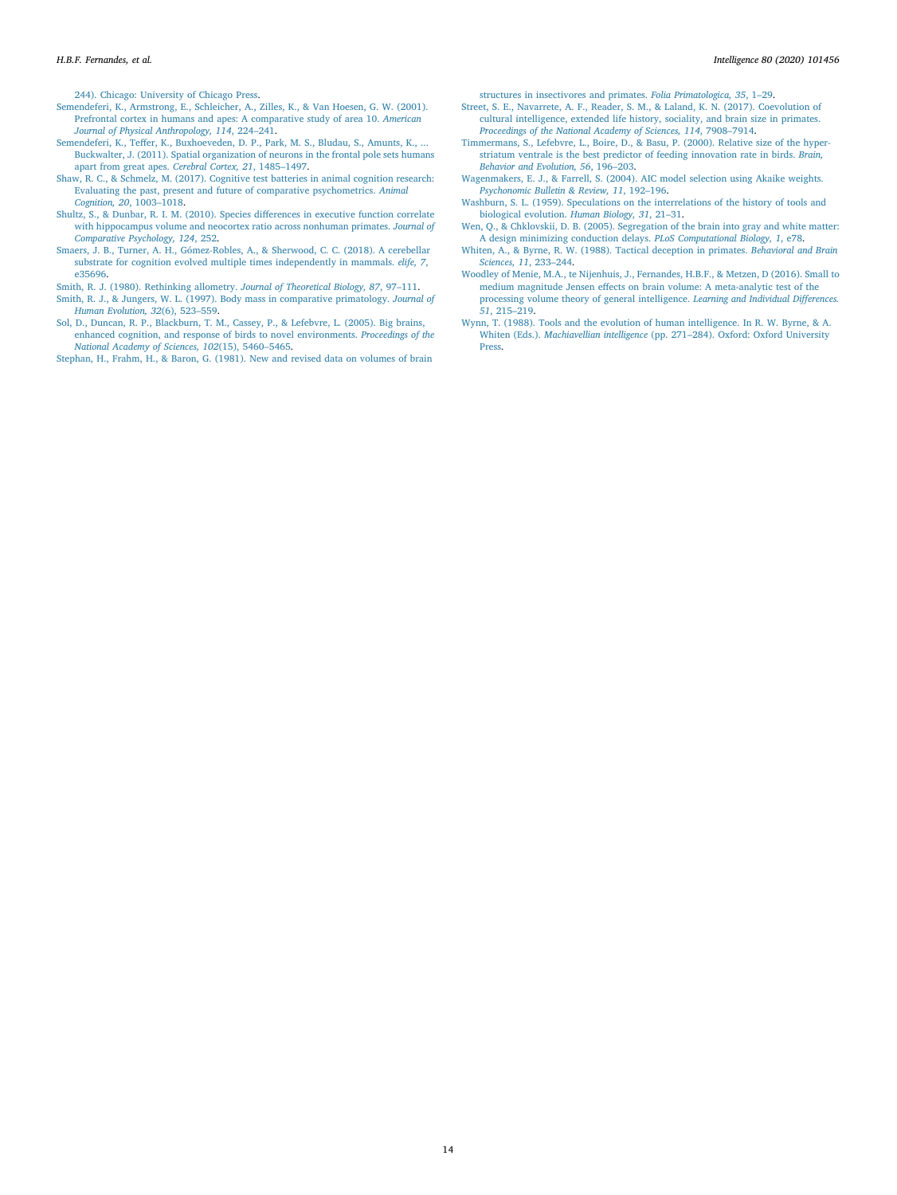244). Chicago: University of Chicago Press.

Semendeferi, K., Armstrong, E., Schleicher, A., Zilles, K., & Van Hoesen, G. W. (2001). Prefrontal cortex in humans and apes: A comparative study of area 10. *American Journal of Physical Anthropology, 114*, 224–241.

Semendeferi, K., Teffer, K., Buxhoeveden, D. P., Park, M. S., Bludau, S., Amunts, K., ... Buckwalter, J. (2011). Spatial organization of neurons in the frontal pole sets humans apart from great apes. *Cerebral Cortex, 21*, 1485–1497.

Shaw, R. C., & Schmelz, M. (2017). Cognitive test batteries in animal cognition research: Evaluating the past, present and future of comparative psychometrics. *Animal Cognition, 20*, 1003–1018.

Shultz, S., & Dunbar, R. I. M. (2010). Species differences in executive function correlate with hippocampus volume and neocortex ratio across nonhuman primates. *Journal of Comparative Psychology, 124*, 252.

Smaers, J. B., Turner, A. H., Gómez-Robles, A., & Sherwood, C. C. (2018). A cerebellar substrate for cognition evolved multiple times independently in mammals. *elife, 7*, e35696.

Smith, R. J. (1980). Rethinking allometry. *Journal of Theoretical Biology, 87*, 97–111.

Smith, R. J., & Jungers, W. L. (1997). Body mass in comparative primatology. *Journal of Human Evolution, 32*(6), 523–559.

Sol, D., Duncan, R. P., Blackburn, T. M., Cassey, P., & Lefebvre, L. (2005). Big brains, enhanced cognition, and response of birds to novel environments. *Proceedings of the National Academy of Sciences, 102*(15), 5460–5465.

Stephan, H., Frahm, H., & Baron, G. (1981). New and revised data on volumes of brain structures in insectivores and primates. *Folia Primatologica, 35*, 1–29.

Street, S. E., Navarrete, A. F., Reader, S. M., & Laland, K. N. (2017). Coevolution of cultural intelligence, extended life history, sociality, and brain size in primates. *Proceedings of the National Academy of Sciences, 114*, 7908–7914.

Timmermans, S., Lefebvre, L., Boire, D., & Basu, P. (2000). Relative size of the hyperstriatum ventrale is the best predictor of feeding innovation rate in birds. *Brain, Behavior and Evolution, 56*, 196–203.

Wagenmakers, E. J., & Farrell, S. (2004). AIC model selection using Akaike weights. *Psychonomic Bulletin & Review, 11*, 192–196.

Washburn, S. L. (1959). Speculations on the interrelations of the history of tools and biological evolution. *Human Biology, 31*, 21–31.

Wen, Q., & Chklovskii, D. B. (2005). Segregation of the brain into gray and white matter: A design minimizing conduction delays. *PLoS Computational Biology, 1*, e78.

Whiten, A., & Byrne, R. W. (1988). Tactical deception in primates. *Behavioral and Brain Sciences, 11*, 233–244.

Woodley of Menie, M.A., te Nijenhuis, J., Fernandes, H.B.F., & Metzen, D (2016). Small to medium magnitude Jensen effects on brain volume: A meta-analytic test of the processing volume theory of general intelligence. *Learning and Individual Differences. 51*, 215–219.

Wynn, T. (1988). Tools and the evolution of human intelligence. In R. W. Byrne, & A. Whiten (Eds.). *Machiavellian intelligence* (pp. 271–284). Oxford: Oxford University Press.